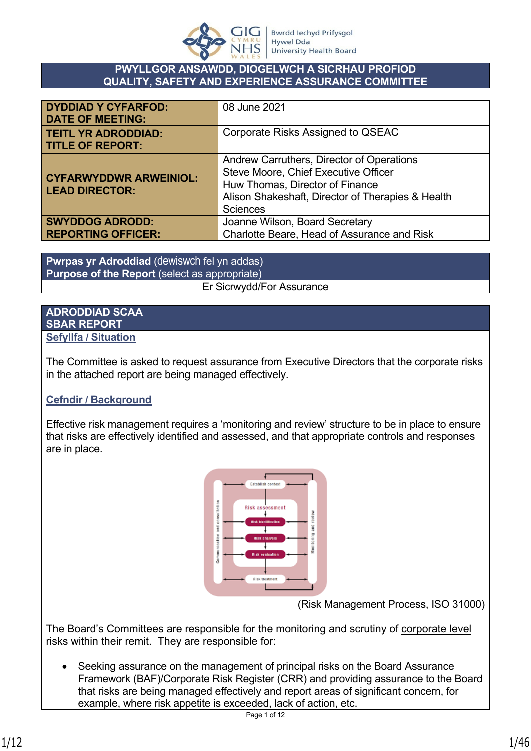Bwrdd Iechyd Prifysgol Hywel Dda University Health Board

# PWYLLGOR ANSAWDD, DIOGELWCH A SICRHAU PROFIOD
# QUALITY, SAFETY AND EXPERIENCE ASSURANCE COMMITTEE

| | |
|---|---|
| **DYDDIAD Y CYFARFOD: DATE OF MEETING:** | 08 June 2021 |
| **TEITL YR ADRODDIAD: TITLE OF REPORT:** | Corporate Risks Assigned to QSEAC |
| **CYFARWYDDWR ARWEINIOL: LEAD DIRECTOR:** | Andrew Carruthers, Director of Operations<br>Steve Moore, Chief Executive Officer<br>Huw Thomas, Director of Finance<br>Alison Shakeshaft, Director of Therapies & Health Sciences |
| **SWYDDOG ADRODD: REPORTING OFFICER:** | Joanne Wilson, Board Secretary<br>Charlotte Beare, Head of Assurance and Risk |

| **Pwrpas yr Adroddiad** (dewiswch fel yn addas)<br>**Purpose of the Report** (select as appropriate) |
|---|
| Er Sicrwydd/For Assurance |

## ADRODDIAD SCAA
## SBAR REPORT

### Sefyllfa / Situation

The Committee is asked to request assurance from Executive Directors that the corporate risks in the attached report are being managed effectively.

### Cefndir / Background

Effective risk management requires a 'monitoring and review' structure to be in place to ensure that risks are effectively identified and assessed, and that appropriate controls and responses are in place.

(Risk Management Process, ISO 31000)

The Board's Committees are responsible for the monitoring and scrutiny of corporate level risks within their remit. They are responsible for:

- Seeking assurance on the management of principal risks on the Board Assurance Framework (BAF)/Corporate Risk Register (CRR) and providing assurance to the Board that risks are being managed effectively and report areas of significant concern, for example, where risk appetite is exceeded, lack of action, etc.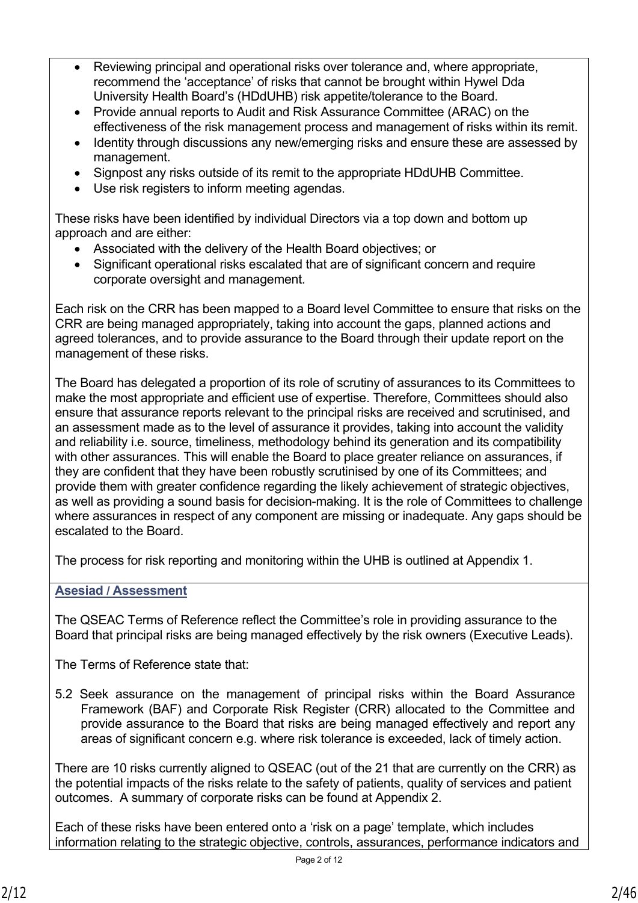- Reviewing principal and operational risks over tolerance and, where appropriate, recommend the 'acceptance' of risks that cannot be brought within Hywel Dda University Health Board's (HDdUHB) risk appetite/tolerance to the Board.
- Provide annual reports to Audit and Risk Assurance Committee (ARAC) on the effectiveness of the risk management process and management of risks within its remit.
- Identity through discussions any new/emerging risks and ensure these are assessed by management.
- Signpost any risks outside of its remit to the appropriate HDdUHB Committee.
- Use risk registers to inform meeting agendas.

These risks have been identified by individual Directors via a top down and bottom up approach and are either:

- Associated with the delivery of the Health Board objectives; or
- Significant operational risks escalated that are of significant concern and require corporate oversight and management.

Each risk on the CRR has been mapped to a Board level Committee to ensure that risks on the CRR are being managed appropriately, taking into account the gaps, planned actions and agreed tolerances, and to provide assurance to the Board through their update report on the management of these risks.

The Board has delegated a proportion of its role of scrutiny of assurances to its Committees to make the most appropriate and efficient use of expertise. Therefore, Committees should also ensure that assurance reports relevant to the principal risks are received and scrutinised, and an assessment made as to the level of assurance it provides, taking into account the validity and reliability i.e. source, timeliness, methodology behind its generation and its compatibility with other assurances. This will enable the Board to place greater reliance on assurances, if they are confident that they have been robustly scrutinised by one of its Committees; and provide them with greater confidence regarding the likely achievement of strategic objectives, as well as providing a sound basis for decision-making. It is the role of Committees to challenge where assurances in respect of any component are missing or inadequate. Any gaps should be escalated to the Board.

The process for risk reporting and monitoring within the UHB is outlined at Appendix 1.

**Asesiad / Assessment**

The QSEAC Terms of Reference reflect the Committee's role in providing assurance to the Board that principal risks are being managed effectively by the risk owners (Executive Leads).

The Terms of Reference state that:

5.2 Seek assurance on the management of principal risks within the Board Assurance Framework (BAF) and Corporate Risk Register (CRR) allocated to the Committee and provide assurance to the Board that risks are being managed effectively and report any areas of significant concern e.g. where risk tolerance is exceeded, lack of timely action.

There are 10 risks currently aligned to QSEAC (out of the 21 that are currently on the CRR) as the potential impacts of the risks relate to the safety of patients, quality of services and patient outcomes. A summary of corporate risks can be found at Appendix 2.

Each of these risks have been entered onto a 'risk on a page' template, which includes information relating to the strategic objective, controls, assurances, performance indicators and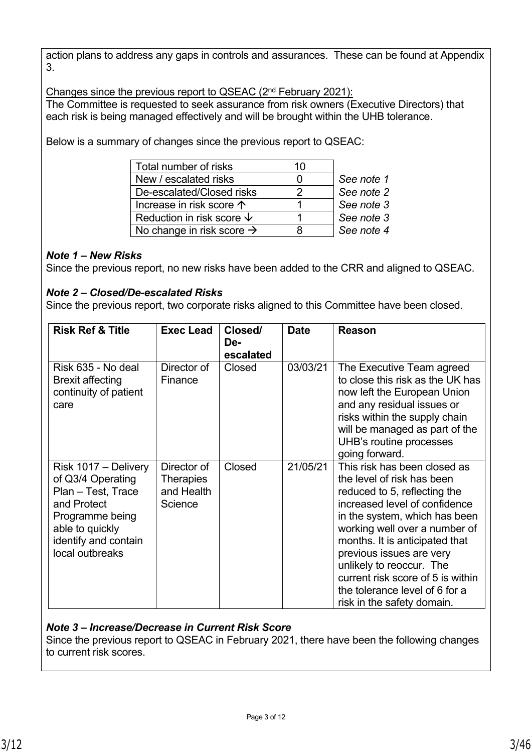action plans to address any gaps in controls and assurances. These can be found at Appendix 3.

Changes since the previous report to QSEAC (2nd February 2021):
The Committee is requested to seek assurance from risk owners (Executive Directors) that each risk is being managed effectively and will be brought within the UHB tolerance.

Below is a summary of changes since the previous report to QSEAC:

| Total number of risks | 10 | |
|---|---|---|
| New / escalated risks | 0 | *See note 1* |
| De-escalated/Closed risks | 2 | *See note 2* |
| Increase in risk score ↑ | 1 | *See note 3* |
| Reduction in risk score ↓ | 1 | *See note 3* |
| No change in risk score → | 8 | *See note 4* |

***Note 1 – New Risks***
Since the previous report, no new risks have been added to the CRR and aligned to QSEAC.

***Note 2 – Closed/De-escalated Risks***
Since the previous report, two corporate risks aligned to this Committee have been closed.

| Risk Ref & Title | Exec Lead | Closed/ De-escalated | Date | Reason |
|---|---|---|---|---|
| Risk 635 - No deal Brexit affecting continuity of patient care | Director of Finance | Closed | 03/03/21 | The Executive Team agreed to close this risk as the UK has now left the European Union and any residual issues or risks within the supply chain will be managed as part of the UHB's routine processes going forward. |
| Risk 1017 – Delivery of Q3/4 Operating Plan – Test, Trace and Protect Programme being able to quickly identify and contain local outbreaks | Director of Therapies and Health Science | Closed | 21/05/21 | This risk has been closed as the level of risk has been reduced to 5, reflecting the increased level of confidence in the system, which has been working well over a number of months. It is anticipated that previous issues are very unlikely to reoccur. The current risk score of 5 is within the tolerance level of 6 for a risk in the safety domain. |

***Note 3 – Increase/Decrease in Current Risk Score***
Since the previous report to QSEAC in February 2021, there have been the following changes to current risk scores.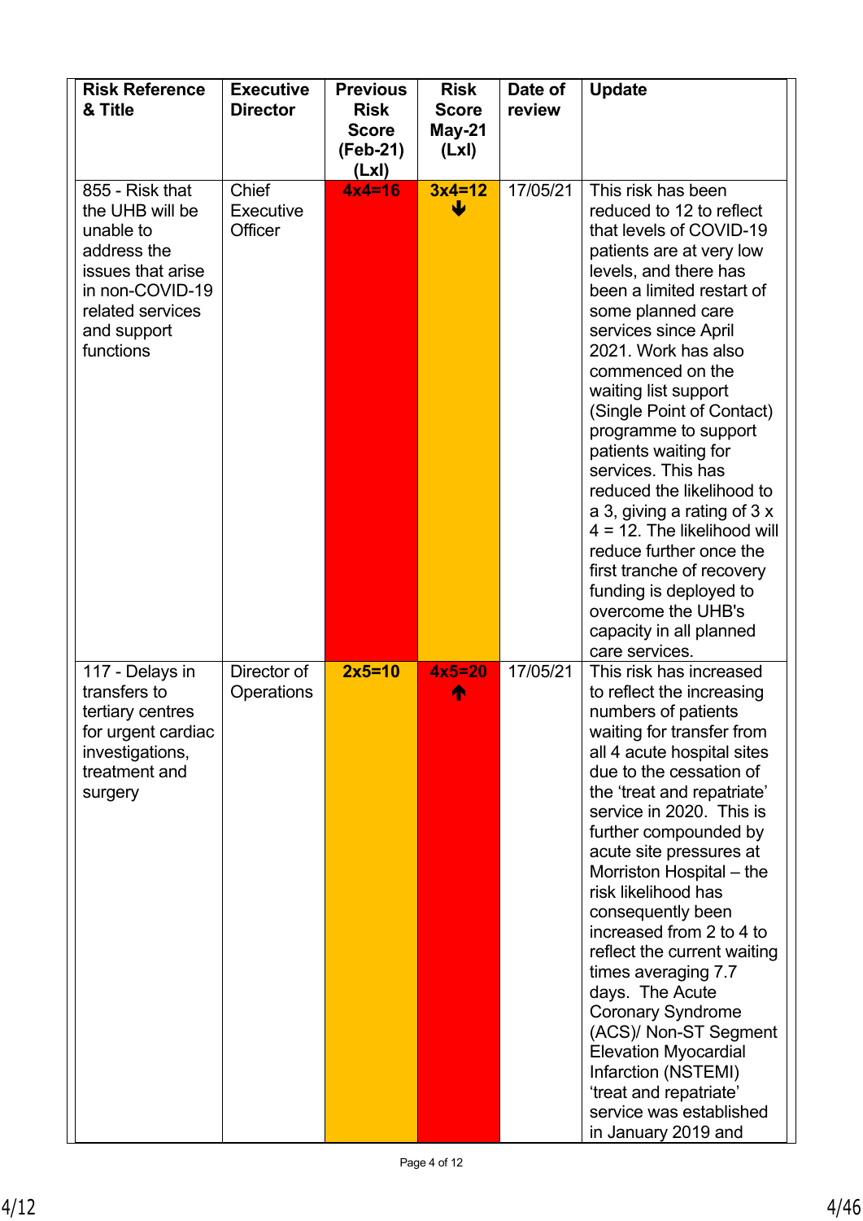| Risk Reference & Title | Executive Director | Previous Risk Score (Feb-21) (LxI) | Risk Score May-21 (LxI) | Date of review | Update |
|---|---|---|---|---|---|
| 855 - Risk that the UHB will be unable to address the issues that arise in non-COVID-19 related services and support functions | Chief Executive Officer | **4x4=16** | **3x4=12** ↓ | 17/05/21 | This risk has been reduced to 12 to reflect that levels of COVID-19 patients are at very low levels, and there has been a limited restart of some planned care services since April 2021. Work has also commenced on the waiting list support (Single Point of Contact) programme to support patients waiting for services. This has reduced the likelihood to a 3, giving a rating of 3 x 4 = 12. The likelihood will reduce further once the first tranche of recovery funding is deployed to overcome the UHB's capacity in all planned care services. |
| 117 - Delays in transfers to tertiary centres for urgent cardiac investigations, treatment and surgery | Director of Operations | **2x5=10** | **4x5=20** ↑ | 17/05/21 | This risk has increased to reflect the increasing numbers of patients waiting for transfer from all 4 acute hospital sites due to the cessation of the 'treat and repatriate' service in 2020. This is further compounded by acute site pressures at Morriston Hospital – the risk likelihood has consequently been increased from 2 to 4 to reflect the current waiting times averaging 7.7 days. The Acute Coronary Syndrome (ACS)/ Non-ST Segment Elevation Myocardial Infarction (NSTEMI) 'treat and repatriate' service was established in January 2019 and |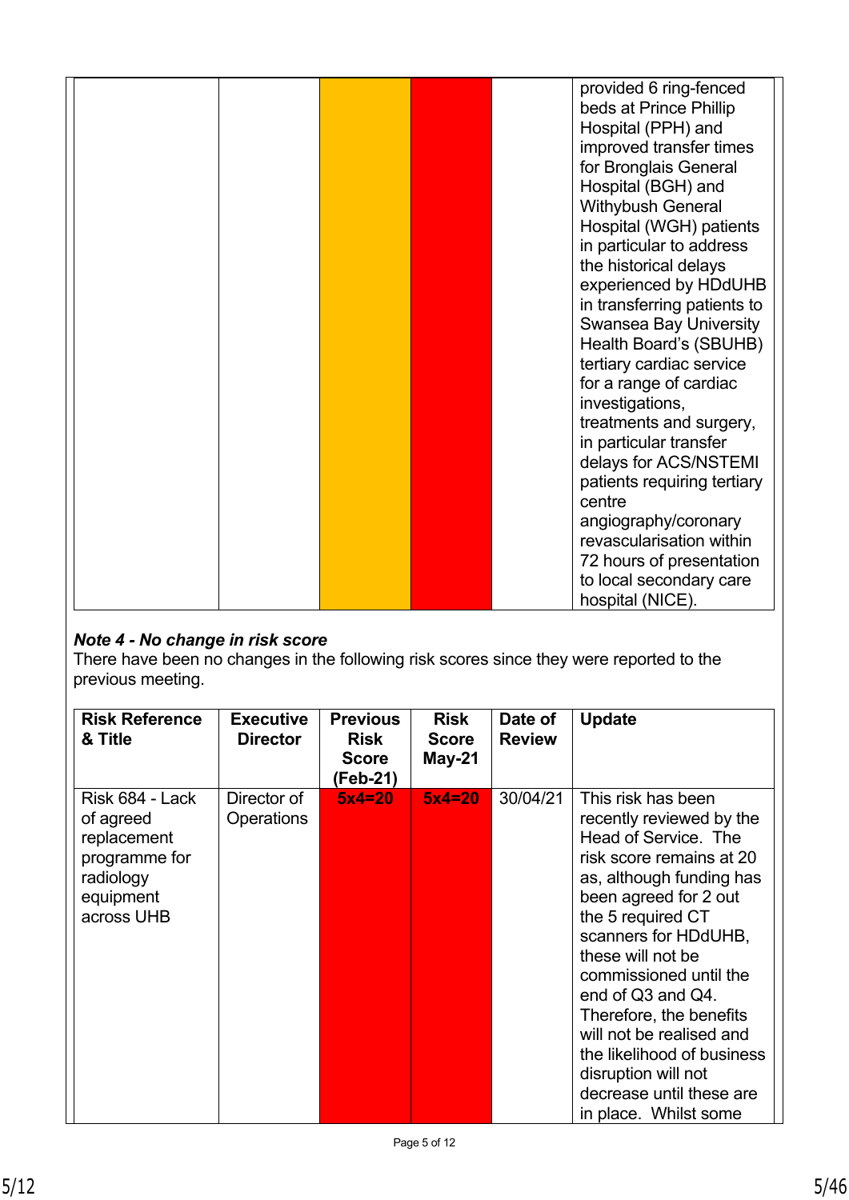| | | | | | |
|---|---|---|---|---|---|
| | | | | | provided 6 ring-fenced beds at Prince Phillip Hospital (PPH) and improved transfer times for Bronglais General Hospital (BGH) and Withybush General Hospital (WGH) patients in particular to address the historical delays experienced by HDdUHB in transferring patients to Swansea Bay University Health Board's (SBUHB) tertiary cardiac service for a range of cardiac investigations, treatments and surgery, in particular transfer delays for ACS/NSTEMI patients requiring tertiary centre angiography/coronary revascularisation within 72 hours of presentation to local secondary care hospital (NICE). |

***Note 4 - No change in risk score***

There have been no changes in the following risk scores since they were reported to the previous meeting.

| Risk Reference & Title | Executive Director | Previous Risk Score (Feb-21) | Risk Score May-21 | Date of Review | Update |
|---|---|---|---|---|---|
| Risk 684 - Lack of agreed replacement programme for radiology equipment across UHB | Director of Operations | **5x4=20** | **5x4=20** | 30/04/21 | This risk has been recently reviewed by the Head of Service. The risk score remains at 20 as, although funding has been agreed for 2 out the 5 required CT scanners for HDdUHB, these will not be commissioned until the end of Q3 and Q4. Therefore, the benefits will not be realised and the likelihood of business disruption will not decrease until these are in place. Whilst some |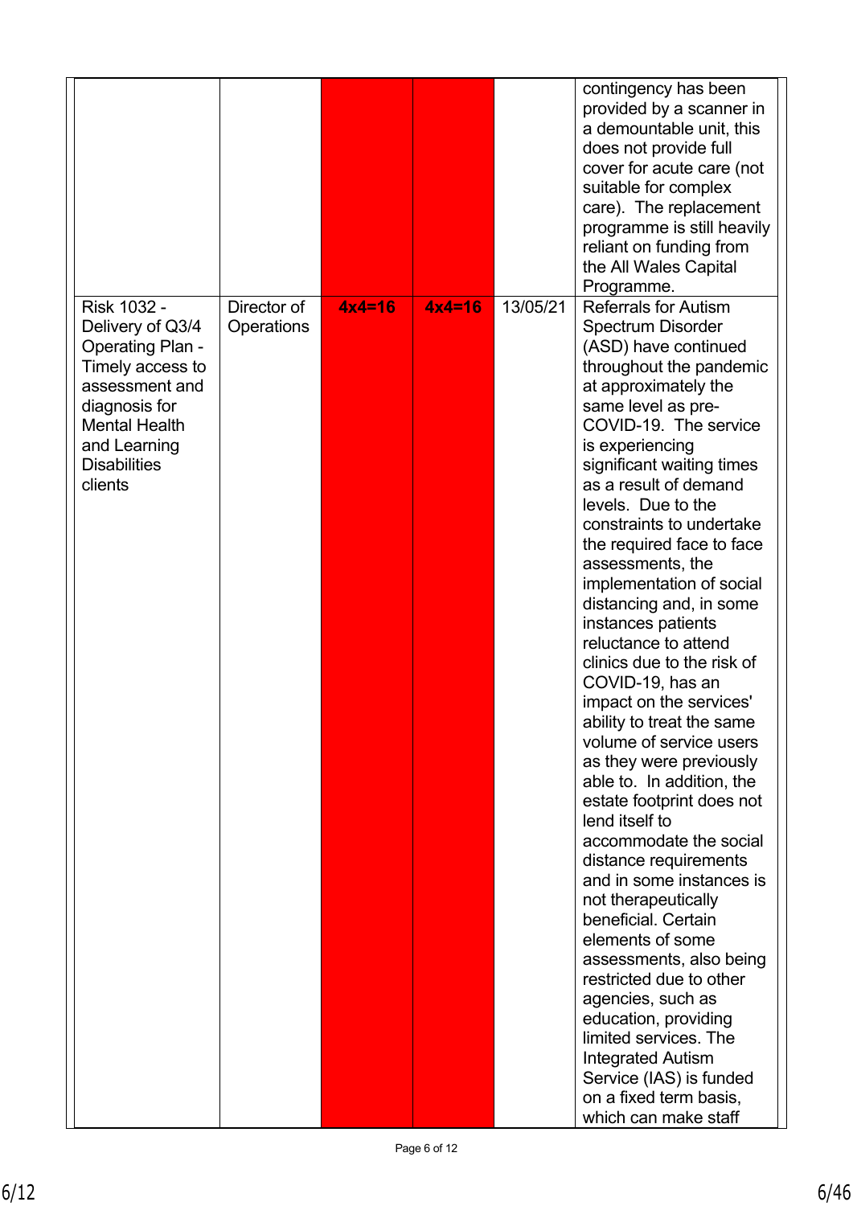| | | | | | |
|---|---|---|---|---|---|
| | | | | | contingency has been provided by a scanner in a demountable unit, this does not provide full cover for acute care (not suitable for complex care). The replacement programme is still heavily reliant on funding from the All Wales Capital Programme. |
| Risk 1032 - Delivery of Q3/4 Operating Plan - Timely access to assessment and diagnosis for Mental Health and Learning Disabilities clients | Director of Operations | **4x4=16** | **4x4=16** | 13/05/21 | Referrals for Autism Spectrum Disorder (ASD) have continued throughout the pandemic at approximately the same level as pre-COVID-19. The service is experiencing significant waiting times as a result of demand levels. Due to the constraints to undertake the required face to face assessments, the implementation of social distancing and, in some instances patients reluctance to attend clinics due to the risk of COVID-19, has an impact on the services' ability to treat the same volume of service users as they were previously able to. In addition, the estate footprint does not lend itself to accommodate the social distance requirements and in some instances is not therapeutically beneficial. Certain elements of some assessments, also being restricted due to other agencies, such as education, providing limited services. The Integrated Autism Service (IAS) is funded on a fixed term basis, which can make staff |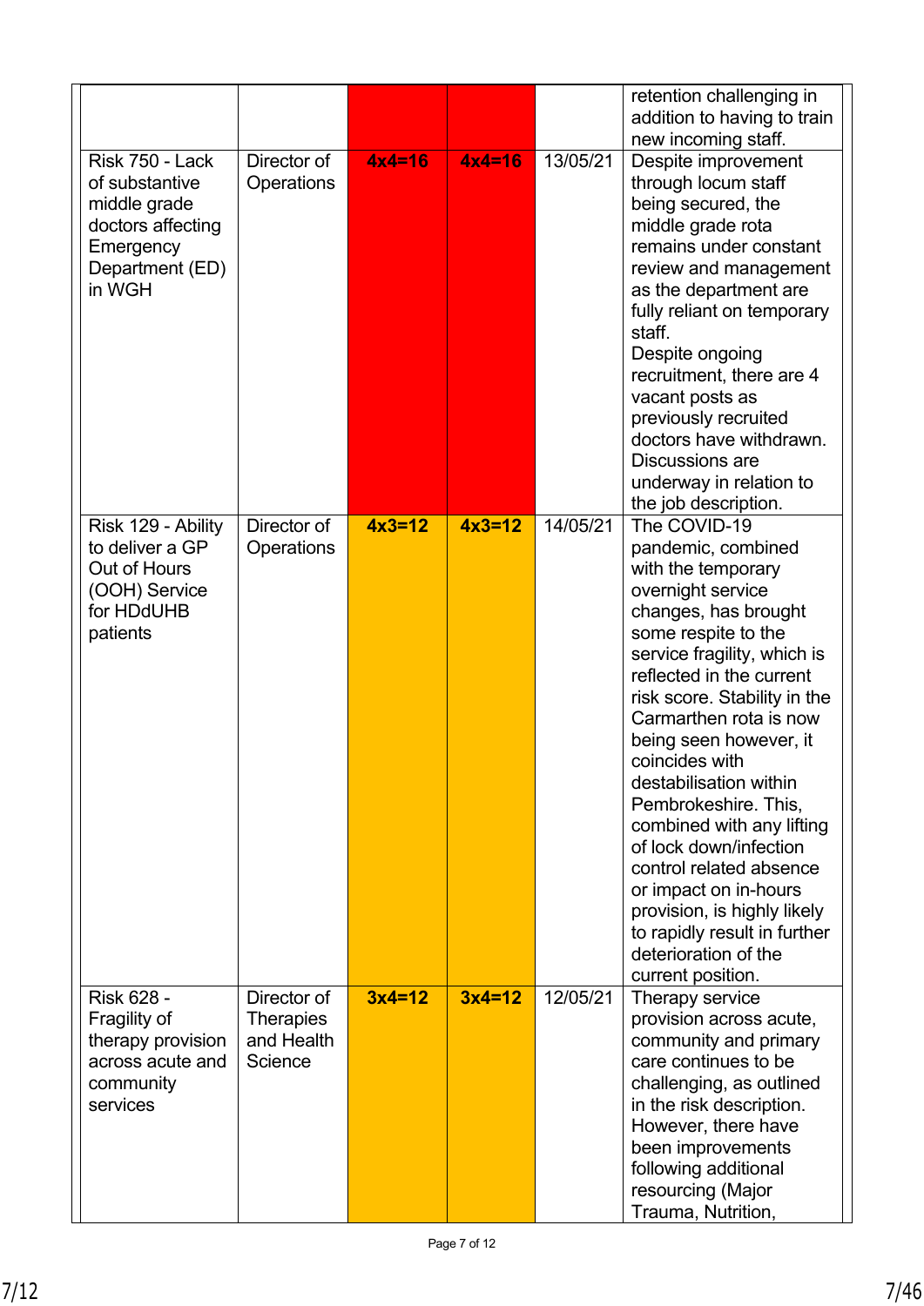| | | | | | |
|---|---|---|---|---|---|
| | | | | | retention challenging in addition to having to train new incoming staff. |
| Risk 750 - Lack of substantive middle grade doctors affecting Emergency Department (ED) in WGH | Director of Operations | **4x4=16** | **4x4=16** | 13/05/21 | Despite improvement through locum staff being secured, the middle grade rota remains under constant review and management as the department are fully reliant on temporary staff.<br>Despite ongoing recruitment, there are 4 vacant posts as previously recruited doctors have withdrawn. Discussions are underway in relation to the job description. |
| Risk 129 - Ability to deliver a GP Out of Hours (OOH) Service for HDdUHB patients | Director of Operations | **4x3=12** | **4x3=12** | 14/05/21 | The COVID-19 pandemic, combined with the temporary overnight service changes, has brought some respite to the service fragility, which is reflected in the current risk score. Stability in the Carmarthen rota is now being seen however, it coincides with destabilisation within Pembrokeshire. This, combined with any lifting of lock down/infection control related absence or impact on in-hours provision, is highly likely to rapidly result in further deterioration of the current position. |
| Risk 628 - Fragility of therapy provision across acute and community services | Director of Therapies and Health Science | **3x4=12** | **3x4=12** | 12/05/21 | Therapy service provision across acute, community and primary care continues to be challenging, as outlined in the risk description. However, there have been improvements following additional resourcing (Major Trauma, Nutrition, |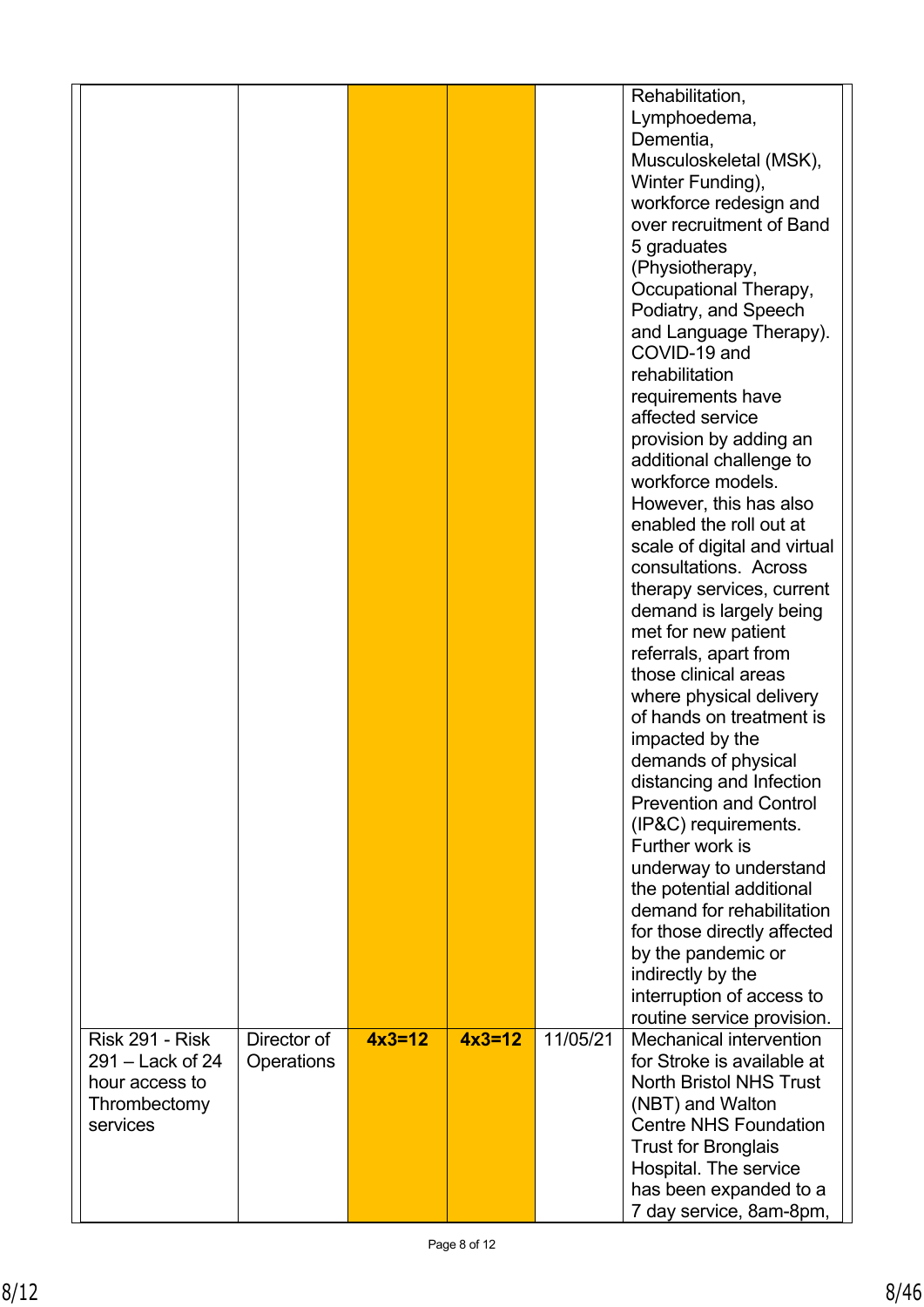| | | | | | |
|---|---|---|---|---|---|
| | | | | | Rehabilitation, Lymphoedema, Dementia, Musculoskeletal (MSK), Winter Funding), workforce redesign and over recruitment of Band 5 graduates (Physiotherapy, Occupational Therapy, Podiatry, and Speech and Language Therapy). COVID-19 and rehabilitation requirements have affected service provision by adding an additional challenge to workforce models. However, this has also enabled the roll out at scale of digital and virtual consultations. Across therapy services, current demand is largely being met for new patient referrals, apart from those clinical areas where physical delivery of hands on treatment is impacted by the demands of physical distancing and Infection Prevention and Control (IP&C) requirements. Further work is underway to understand the potential additional demand for rehabilitation for those directly affected by the pandemic or indirectly by the interruption of access to routine service provision. |
| Risk 291 - Risk 291 – Lack of 24 hour access to Thrombectomy services | Director of Operations | **4x3=12** | **4x3=12** | 11/05/21 | Mechanical intervention for Stroke is available at North Bristol NHS Trust (NBT) and Walton Centre NHS Foundation Trust for Bronglais Hospital. The service has been expanded to a 7 day service, 8am-8pm, |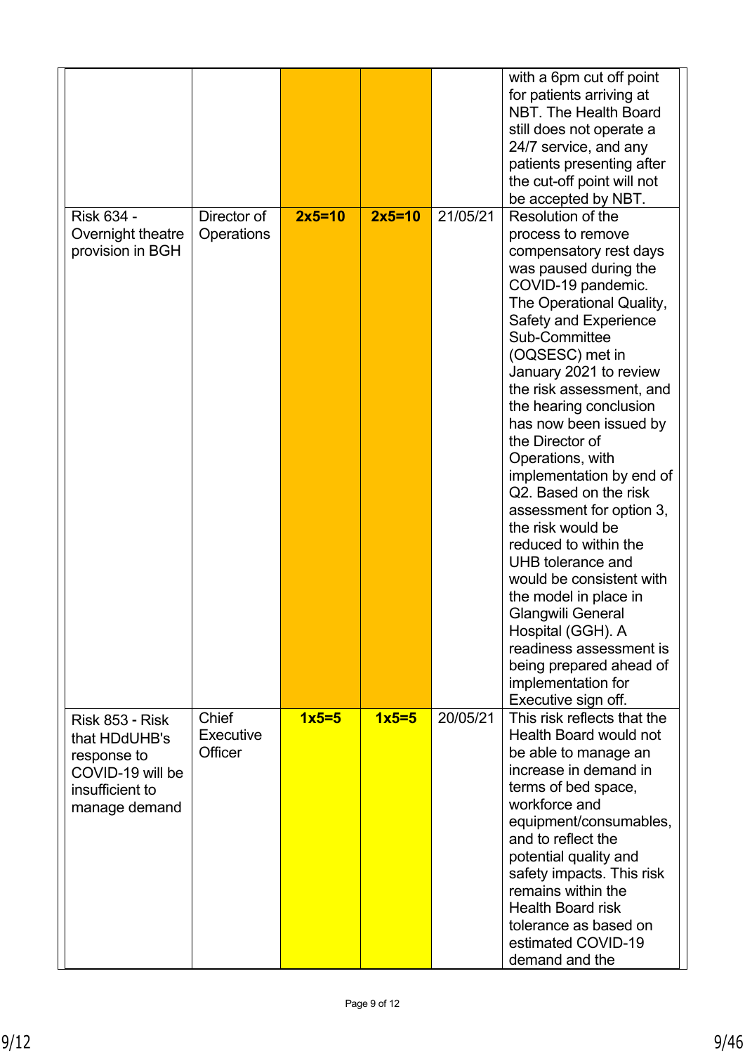| | | | | | |
|---|---|---|---|---|---|
| | | | | | with a 6pm cut off point for patients arriving at NBT. The Health Board still does not operate a 24/7 service, and any patients presenting after the cut-off point will not be accepted by NBT. |
| Risk 634 - Overnight theatre provision in BGH | Director of Operations | **2x5=10** | **2x5=10** | 21/05/21 | Resolution of the process to remove compensatory rest days was paused during the COVID-19 pandemic. The Operational Quality, Safety and Experience Sub-Committee (OQSESC) met in January 2021 to review the risk assessment, and the hearing conclusion has now been issued by the Director of Operations, with implementation by end of Q2. Based on the risk assessment for option 3, the risk would be reduced to within the UHB tolerance and would be consistent with the model in place in Glangwili General Hospital (GGH). A readiness assessment is being prepared ahead of implementation for Executive sign off. |
| Risk 853 - Risk that HDdUHB's response to COVID-19 will be insufficient to manage demand | Chief Executive Officer | **1x5=5** | **1x5=5** | 20/05/21 | This risk reflects that the Health Board would not be able to manage an increase in demand in terms of bed space, workforce and equipment/consumables, and to reflect the potential quality and safety impacts. This risk remains within the Health Board risk tolerance as based on estimated COVID-19 demand and the |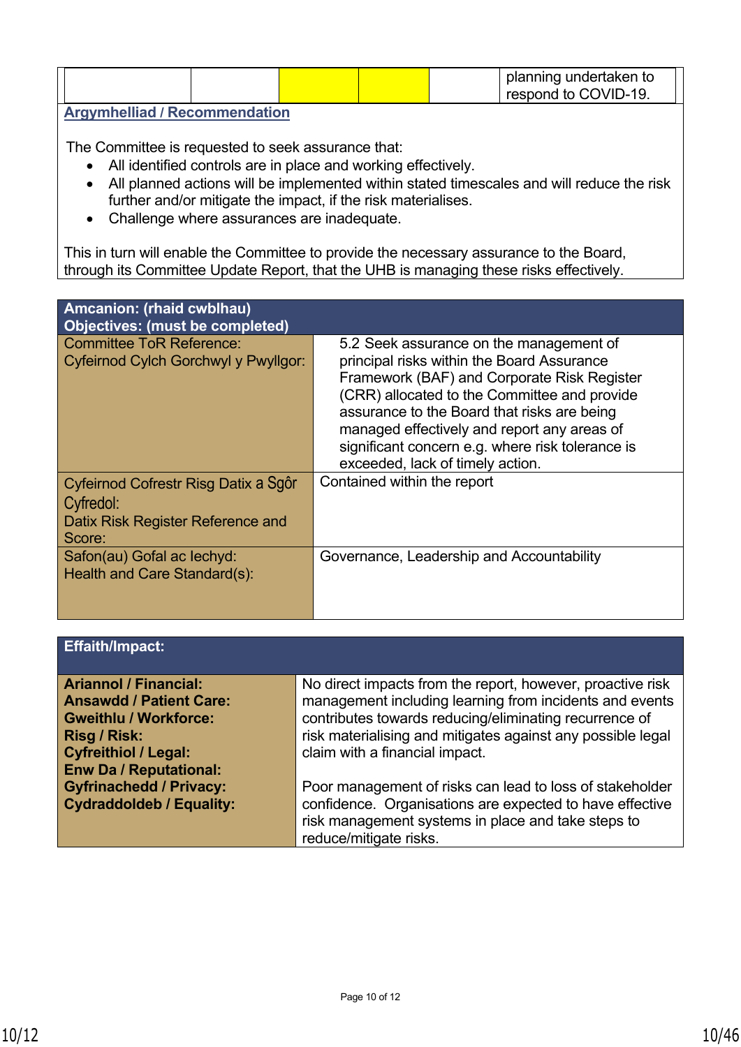| | | | | | planning undertaken to respond to COVID-19. |
|---|---|---|---|---|---|

**Argymhelliad / Recommendation**

The Committee is requested to seek assurance that:

- All identified controls are in place and working effectively.
- All planned actions will be implemented within stated timescales and will reduce the risk further and/or mitigate the impact, if the risk materialises.
- Challenge where assurances are inadequate.

This in turn will enable the Committee to provide the necessary assurance to the Board, through its Committee Update Report, that the UHB is managing these risks effectively.

| **Amcanion: (rhaid cwblhau)**<br>**Objectives: (must be completed)** | |
|---|---|
| Committee ToR Reference:<br>Cyfeirnod Cylch Gorchwyl y Pwyllgor: | 5.2 Seek assurance on the management of principal risks within the Board Assurance Framework (BAF) and Corporate Risk Register (CRR) allocated to the Committee and provide assurance to the Board that risks are being managed effectively and report any areas of significant concern e.g. where risk tolerance is exceeded, lack of timely action. |
| Cyfeirnod Cofrestr Risg Datix a Sgôr Cyfredol:<br>Datix Risk Register Reference and Score: | Contained within the report |
| Safon(au) Gofal ac Iechyd:<br>Health and Care Standard(s): | Governance, Leadership and Accountability |

| **Effaith/Impact:** | |
|---|---|
| **Ariannol / Financial:**<br>**Ansawdd / Patient Care:**<br>**Gweithlu / Workforce:**<br>**Risg / Risk:**<br>**Cyfreithiol / Legal:**<br>**Enw Da / Reputational:**<br>**Gyfrinachedd / Privacy:**<br>**Cydraddoldeb / Equality:** | No direct impacts from the report, however, proactive risk management including learning from incidents and events contributes towards reducing/eliminating recurrence of risk materialising and mitigates against any possible legal claim with a financial impact.<br><br>Poor management of risks can lead to loss of stakeholder confidence. Organisations are expected to have effective risk management systems in place and take steps to reduce/mitigate risks. |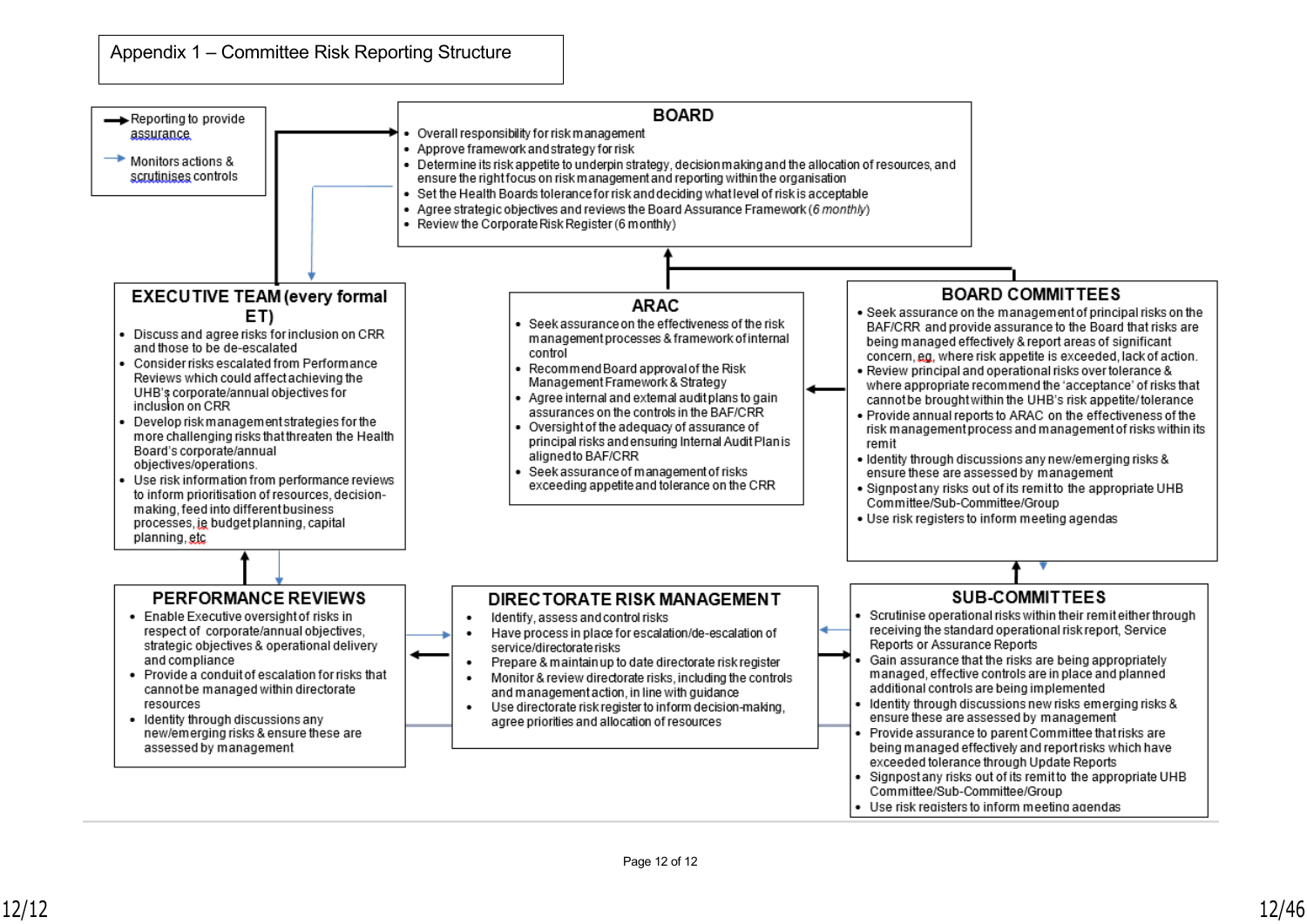# Appendix 1 – Committee Risk Reporting Structure

**Key:**
- → Reporting to provide assurance
- → Monitors actions & scrutinises controls

## BOARD

- Overall responsibility for risk management
- Approve framework and strategy for risk
- Determine its risk appetite to underpin strategy, decision making and the allocation of resources, and ensure the right focus on risk management and reporting within the organisation
- Set the Health Boards tolerance for risk and deciding what level of risk is acceptable
- Agree strategic objectives and reviews the Board Assurance Framework (*6 monthly*)
- Review the Corporate Risk Register (6 monthly)

## EXECUTIVE TEAM (every formal ET)

- Discuss and agree risks for inclusion on CRR and those to be de-escalated
- Consider risks escalated from Performance Reviews which could affect achieving the UHB's corporate/annual objectives for inclusion on CRR
- Develop risk management strategies for the more challenging risks that threaten the Health Board's corporate/annual objectives/operations.
- Use risk information from performance reviews to inform prioritisation of resources, decision-making, feed into different business processes, ie budget planning, capital planning, etc

## ARAC

- Seek assurance on the effectiveness of the risk management processes & framework of internal control
- Recommend Board approval of the Risk Management Framework & Strategy
- Agree internal and external audit plans to gain assurances on the controls in the BAF/CRR
- Oversight of the adequacy of assurance of principal risks and ensuring Internal Audit Plan is aligned to BAF/CRR
- Seek assurance of management of risks exceeding appetite and tolerance on the CRR

## BOARD COMMITTEES

- Seek assurance on the management of principal risks on the BAF/CRR and provide assurance to the Board that risks are being managed effectively & report areas of significant concern, eg, where risk appetite is exceeded, lack of action.
- Review principal and operational risks over tolerance & where appropriate recommend the 'acceptance' of risks that cannot be brought within the UHB's risk appetite/tolerance
- Provide annual reports to ARAC on the effectiveness of the risk management process and management of risks within its remit
- Identity through discussions any new/emerging risks & ensure these are assessed by management
- Signpost any risks out of its remit to the appropriate UHB Committee/Sub-Committee/Group
- Use risk registers to inform meeting agendas

## PERFORMANCE REVIEWS

- Enable Executive oversight of risks in respect of corporate/annual objectives, strategic objectives & operational delivery and compliance
- Provide a conduit of escalation for risks that cannot be managed within directorate resources
- Identity through discussions any new/emerging risks & ensure these are assessed by management

## DIRECTORATE RISK MANAGEMENT

- Identify, assess and control risks
- Have process in place for escalation/de-escalation of service/directorate risks
- Prepare & maintain up to date directorate risk register
- Monitor & review directorate risks, including the controls and management action, in line with guidance
- Use directorate risk register to inform decision-making, agree priorities and allocation of resources

## SUB-COMMITTEES

- Scrutinise operational risks within their remit either through receiving the standard operational risk report, Service Reports or Assurance Reports
- Gain assurance that the risks are being appropriately managed, effective controls are in place and planned additional controls are being implemented
- Identity through discussions new risks emerging risks & ensure these are assessed by management
- Provide assurance to parent Committee that risks are being managed effectively and report risks which have exceeded tolerance through Update Reports
- Signpost any risks out of its remit to the appropriate UHB Committee/Sub-Committee/Group
- Use risk registers to inform meeting agendas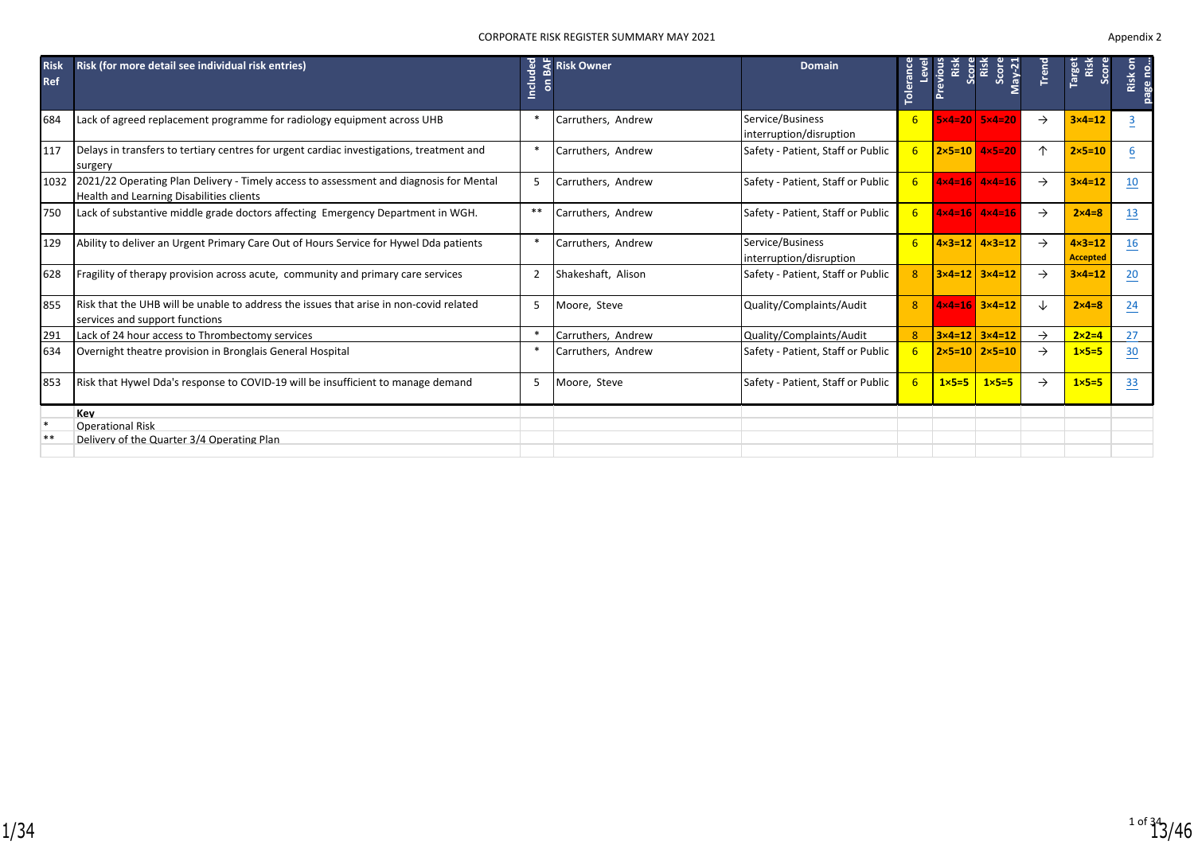CORPORATE RISK REGISTER SUMMARY MAY 2021

Appendix 2

| Risk Ref | Risk (for more detail see individual risk entries) | Included on BAF | Risk Owner | Domain | Tolerance Level | Previous Risk Score | Risk Score May-21 | Trend | Target Risk Score | Risk on page no... |
|---|---|---|---|---|---|---|---|---|---|---|
| 684 | Lack of agreed replacement programme for radiology equipment across UHB | * | Carruthers, Andrew | Service/Business interruption/disruption | 6 | 5×4=20 | 5×4=20 | → | 3×4=12 | 3 |
| 117 | Delays in transfers to tertiary centres for urgent cardiac investigations, treatment and surgery | * | Carruthers, Andrew | Safety - Patient, Staff or Public | 6 | 2×5=10 | 4×5=20 | ↑ | 2×5=10 | 6 |
| 1032 | 2021/22 Operating Plan Delivery - Timely access to assessment and diagnosis for Mental Health and Learning Disabilities clients | 5 | Carruthers, Andrew | Safety - Patient, Staff or Public | 6 | 4×4=16 | 4×4=16 | → | 3×4=12 | 10 |
| 750 | Lack of substantive middle grade doctors affecting Emergency Department in WGH. | ** | Carruthers, Andrew | Safety - Patient, Staff or Public | 6 | 4×4=16 | 4×4=16 | → | 2×4=8 | 13 |
| 129 | Ability to deliver an Urgent Primary Care Out of Hours Service for Hywel Dda patients | * | Carruthers, Andrew | Service/Business interruption/disruption | 6 | 4×3=12 | 4×3=12 | → | 4×3=12 Accepted | 16 |
| 628 | Fragility of therapy provision across acute, community and primary care services | 2 | Shakeshaft, Alison | Safety - Patient, Staff or Public | 8 | 3×4=12 | 3×4=12 | → | 3×4=12 | 20 |
| 855 | Risk that the UHB will be unable to address the issues that arise in non-covid related services and support functions | 5 | Moore, Steve | Quality/Complaints/Audit | 8 | 4×4=16 | 3×4=12 | ↓ | 2×4=8 | 24 |
| 291 | Lack of 24 hour access to Thrombectomy services | * | Carruthers, Andrew | Quality/Complaints/Audit | 8 | 3×4=12 | 3×4=12 | → | 2×2=4 | 27 |
| 634 | Overnight theatre provision in Bronglais General Hospital | * | Carruthers, Andrew | Safety - Patient, Staff or Public | 6 | 2×5=10 | 2×5=10 | → | 1×5=5 | 30 |
| 853 | Risk that Hywel Dda's response to COVID-19 will be insufficient to manage demand | 5 | Moore, Steve | Safety - Patient, Staff or Public | 6 | 1×5=5 | 1×5=5 | → | 1×5=5 | 33 |

**Key**

| | |
|---|---|
| * | Operational Risk |
| ** | Delivery of the Quarter 3/4 Operating Plan |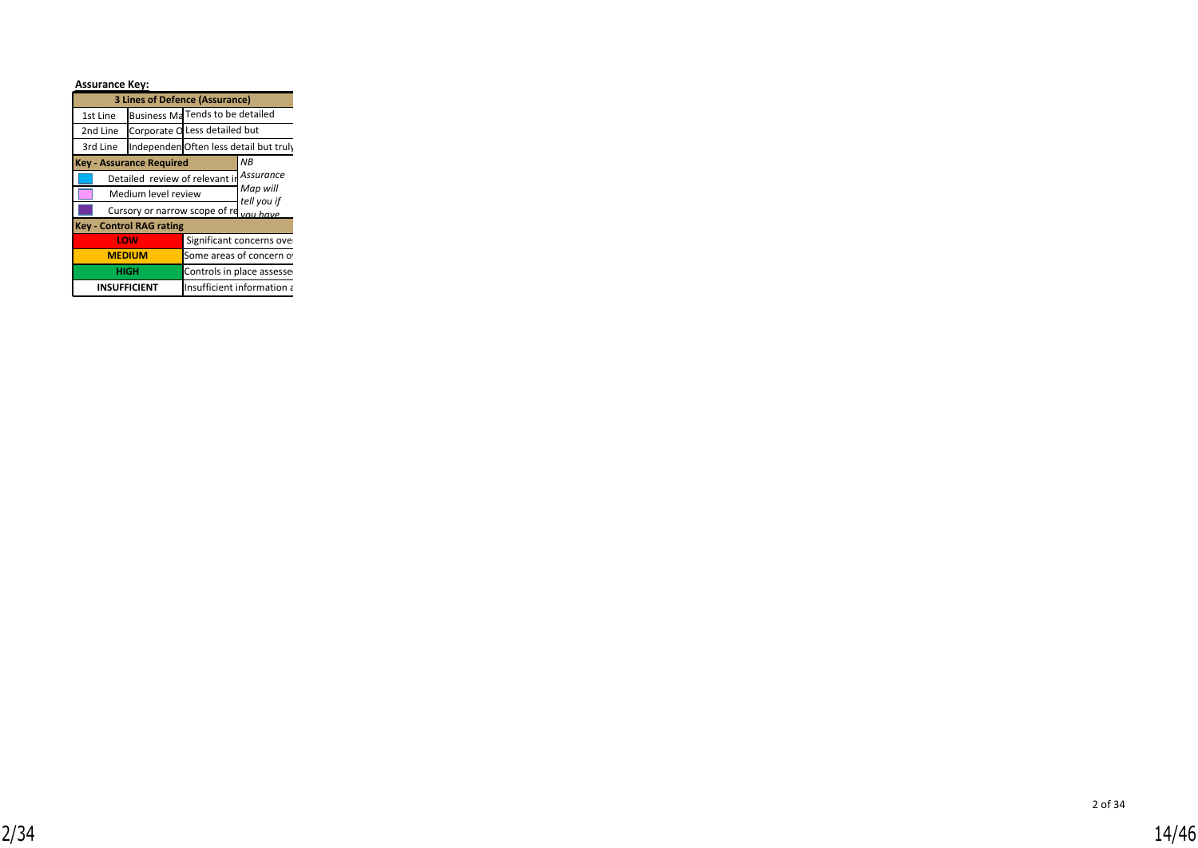**Assurance Key:**

| 3 Lines of Defence (Assurance) | | |
|---|---|---|
| 1st Line | Business Ma | Tends to be detailed |
| 2nd Line | Corporate O | Less detailed but |
| 3rd Line | Independen | Often less detail but truly |

| Key - Assurance Required | | *NB Assurance Map will tell you if you have* |
|---|---|---|
| | Detailed review of relevant ir | |
| | Medium level review | |
| | Cursory or narrow scope of re | |

| Key - Control RAG rating | |
|---|---|
| LOW | Significant concerns over |
| MEDIUM | Some areas of concern o |
| HIGH | Controls in place assesse |
| INSUFFICIENT | Insufficient information a |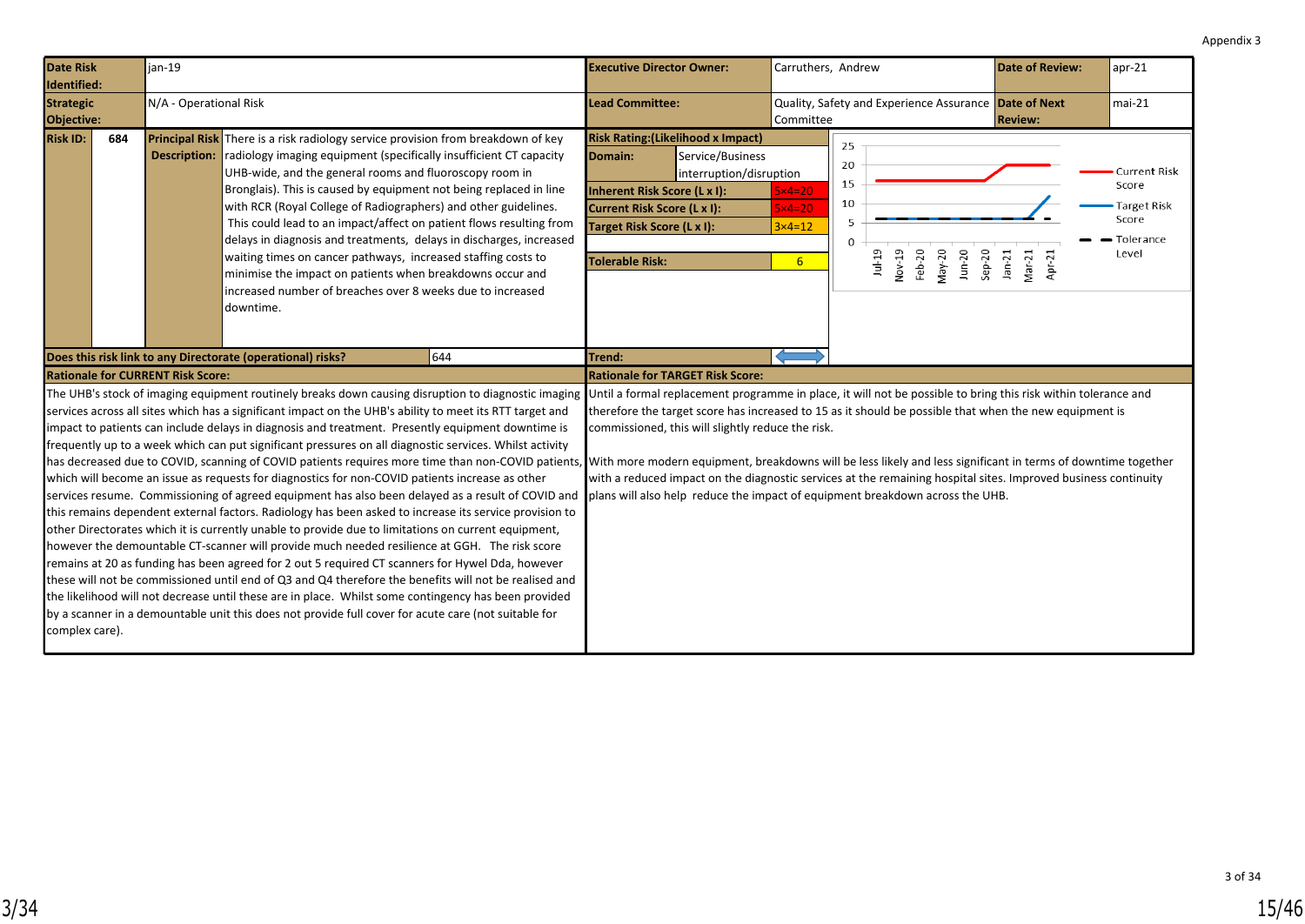Appendix 3

| Date Risk Identified: | jan-19 | Executive Director Owner: | Carruthers, Andrew | Date of Review: | apr-21 |
|---|---|---|---|---|---|
| Strategic Objective: | N/A - Operational Risk | Lead Committee: | Quality, Safety and Experience Assurance Committee | Date of Next Review: | mai-21 |

| Risk ID: | 684 | Principal Risk Description: | There is a risk radiology service provision from breakdown of key radiology imaging equipment (specifically insufficient CT capacity UHB-wide, and the general rooms and fluoroscopy room in Bronglais). This is caused by equipment not being replaced in line with RCR (Royal College of Radiographers) and other guidelines. This could lead to an impact/affect on patient flows resulting from delays in diagnosis and treatments, delays in discharges, increased waiting times on cancer pathways, increased staffing costs to minimise the impact on patients when breakdowns occur and increased number of breaches over 8 weeks due to increased downtime. |
|---|---|---|---|

| Risk Rating:(Likelihood x Impact) | |
|---|---|
| Domain: | Service/Business interruption/disruption |
| Inherent Risk Score (L x I): | 5×4=20 |
| Current Risk Score (L x I): | 5×4=20 |
| Target Risk Score (L x I): | 3×4=12 |
| Tolerable Risk: | 6 |
| Trend: | ⟷ |

Chart (Jul-19 to Apr-21): Current Risk Score, Target Risk Score, Tolerance Level.

**Does this risk link to any Directorate (operational) risks?** 644

**Rationale for CURRENT Risk Score:**

The UHB's stock of imaging equipment routinely breaks down causing disruption to diagnostic imaging services across all sites which has a significant impact on the UHB's ability to meet its RTT target and impact to patients can include delays in diagnosis and treatment. Presently equipment downtime is frequently up to a week which can put significant pressures on all diagnostic services. Whilst activity has decreased due to COVID, scanning of COVID patients requires more time than non-COVID patients, which will become an issue as requests for diagnostics for non-COVID patients increase as other services resume. Commissioning of agreed equipment has also been delayed as a result of COVID and this remains dependent external factors. Radiology has been asked to increase its service provision to other Directorates which it is currently unable to provide due to limitations on current equipment, however the demountable CT-scanner will provide much needed resilience at GGH. The risk score remains at 20 as funding has been agreed for 2 out 5 required CT scanners for Hywel Dda, however these will not be commissioned until end of Q3 and Q4 therefore the benefits will not be realised and the likelihood will not decrease until these are in place. Whilst some contingency has been provided by a scanner in a demountable unit this does not provide full cover for acute care (not suitable for complex care).

**Rationale for TARGET Risk Score:**

Until a formal replacement programme in place, it will not be possible to bring this risk within tolerance and therefore the target score has increased to 15 as it should be possible that when the new equipment is commissioned, this will slightly reduce the risk.

With more modern equipment, breakdowns will be less likely and less significant in terms of downtime together with a reduced impact on the diagnostic services at the remaining hospital sites. Improved business continuity plans will also help reduce the impact of equipment breakdown across the UHB.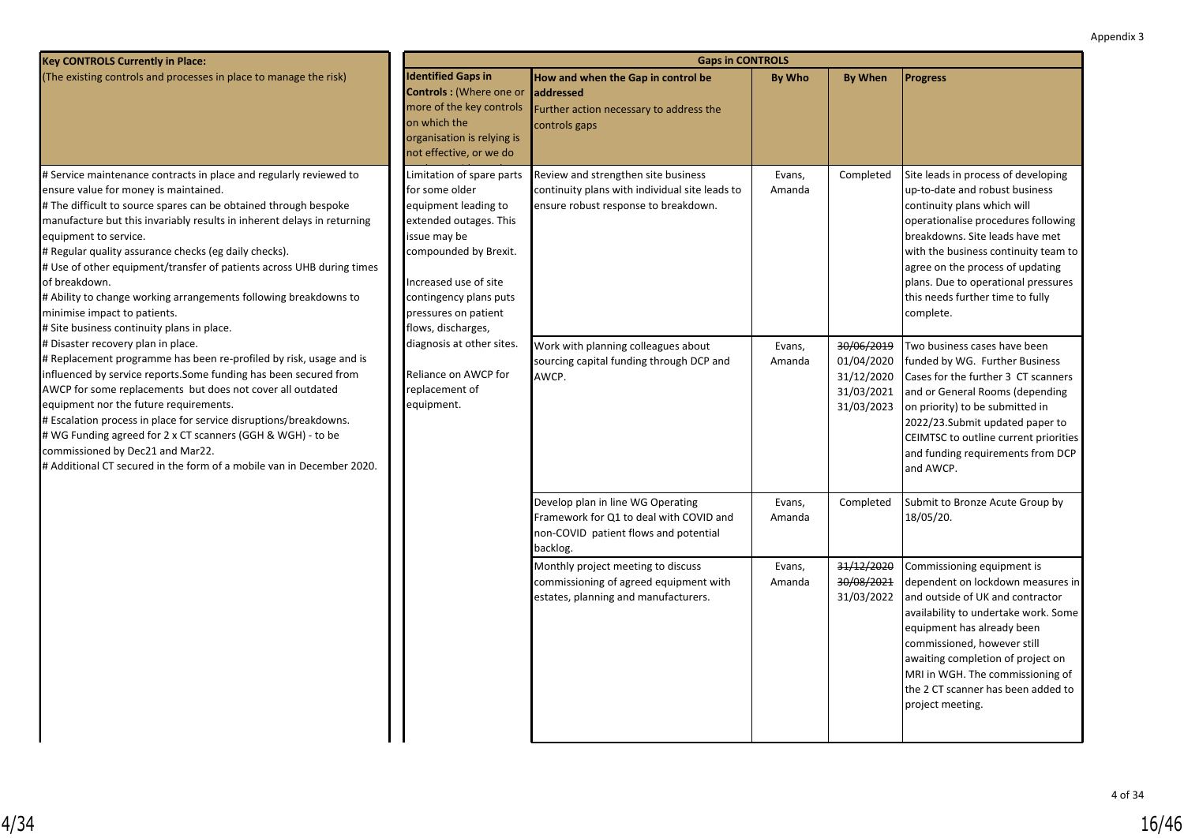Appendix 3

| **Key CONTROLS Currently in Place:** (The existing controls and processes in place to manage the risk) | **Gaps in CONTROLS** | | | | |
|---|---|---|---|---|---|
| | **Identified Gaps in Controls :** (Where one or more of the key controls on which the organisation is relying is not effective, or we do | **How and when the Gap in control be addressed** Further action necessary to address the controls gaps | **By Who** | **By When** | **Progress** |
| # Service maintenance contracts in place and regularly reviewed to ensure value for money is maintained.<br># The difficult to source spares can be obtained through bespoke manufacture but this invariably results in inherent delays in returning equipment to service.<br># Regular quality assurance checks (eg daily checks).<br># Use of other equipment/transfer of patients across UHB during times of breakdown.<br># Ability to change working arrangements following breakdowns to minimise impact to patients.<br># Site business continuity plans in place.<br># Disaster recovery plan in place.<br># Replacement programme has been re-profiled by risk, usage and is influenced by service reports.Some funding has been secured from AWCP for some replacements but does not cover all outdated equipment nor the future requirements.<br># Escalation process in place for service disruptions/breakdowns.<br># WG Funding agreed for 2 x CT scanners (GGH & WGH) - to be commissioned by Dec21 and Mar22.<br># Additional CT secured in the form of a mobile van in December 2020. | Limitation of spare parts for some older equipment leading to extended outages. This issue may be compounded by Brexit.<br><br>Increased use of site contingency plans puts pressures on patient flows, discharges, diagnosis at other sites.<br><br>Reliance on AWCP for replacement of equipment. | Review and strengthen site business continuity plans with individual site leads to ensure robust response to breakdown. | Evans, Amanda | Completed | Site leads in process of developing up-to-date and robust business continuity plans which will operationalise procedures following breakdowns. Site leads have met with the business continuity team to agree on the process of updating plans. Due to operational pressures this needs further time to fully complete. |
| | | Work with planning colleagues about sourcing capital funding through DCP and AWCP. | Evans, Amanda | ~~30/06/2019~~<br>01/04/2020<br>31/12/2020<br>31/03/2021<br>31/03/2023 | Two business cases have been funded by WG. Further Business Cases for the further 3 CT scanners and or General Rooms (depending on priority) to be submitted in 2022/23.Submit updated paper to CEIMTSC to outline current priorities and funding requirements from DCP and AWCP. |
| | | Develop plan in line WG Operating Framework for Q1 to deal with COVID and non-COVID patient flows and potential backlog. | Evans, Amanda | Completed | Submit to Bronze Acute Group by 18/05/20. |
| | | Monthly project meeting to discuss commissioning of agreed equipment with estates, planning and manufacturers. | Evans, Amanda | ~~31/12/2020~~<br>~~30/08/2021~~<br>31/03/2022 | Commissioning equipment is dependent on lockdown measures in and outside of UK and contractor availability to undertake work. Some equipment has already been commissioned, however still awaiting completion of project on MRI in WGH. The commissioning of the 2 CT scanner has been added to project meeting. |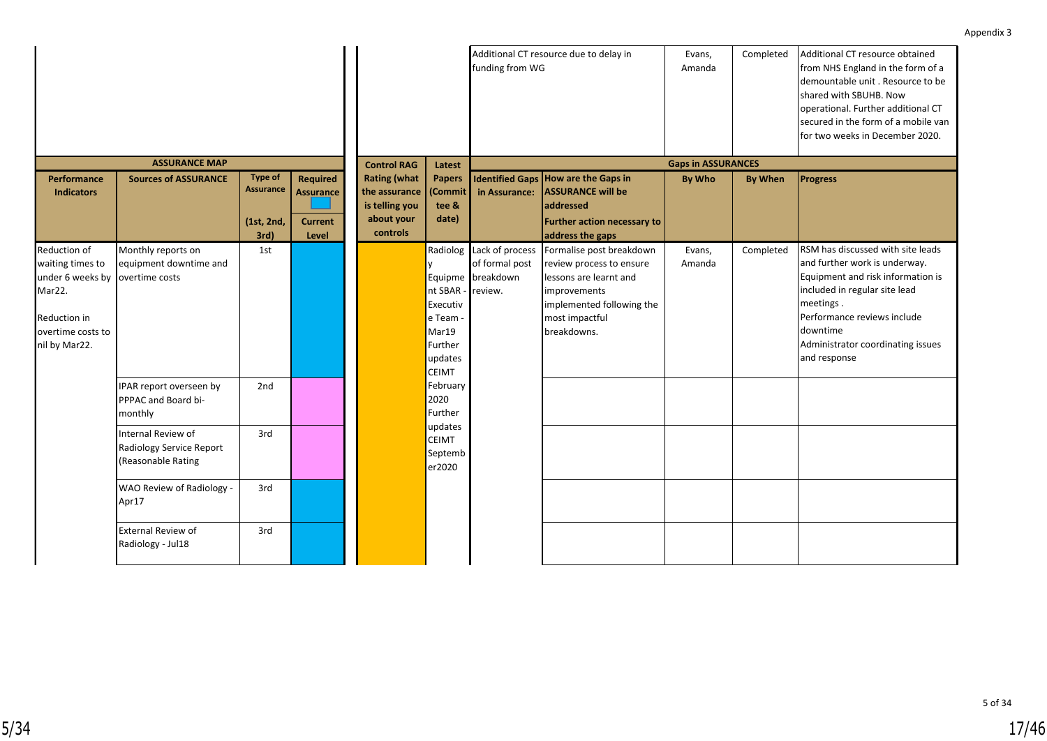Appendix 3

| | | | | | | | | | | |
|---|---|---|---|---|---|---|---|---|---|---|
| | | | | | | Additional CT resource due to delay in funding from WG | | Evans, Amanda | Completed | Additional CT resource obtained from NHS England in the form of a demountable unit . Resource to be shared with SBUHB. Now operational. Further additional CT secured in the form of a mobile van for two weeks in December 2020. |

| ASSURANCE MAP | | | | Control RAG | Latest | Gaps in ASSURANCES | | | | |
|---|---|---|---|---|---|---|---|---|---|---|
| Performance Indicators | Sources of ASSURANCE | Type of Assurance (1st, 2nd, 3rd) | Required Assurance / Current Level | Rating (what the assurance is telling you about your controls | Papers (Committee & date) | Identified Gaps in Assurance: | How are the Gaps in ASSURANCE will be addressed / Further action necessary to address the gaps | By Who | By When | Progress |
| Reduction of waiting times to under 6 weeks by Mar22.<br><br>Reduction in overtime costs to nil by Mar22. | Monthly reports on equipment downtime and overtime costs | 1st | | | Radiology Equipment SBAR - Executive Team - Mar19 Further updates CEIMT February 2020 Further updates CEIMT September2020 | Lack of process of formal post breakdown review. | Formalise post breakdown review process to ensure lessons are learnt and improvements implemented following the most impactful breakdowns. | Evans, Amanda | Completed | RSM has discussed with site leads and further work is underway. Equipment and risk information is included in regular site lead meetings .<br>Performance reviews include downtime<br>Administrator coordinating issues and response |
| | IPAR report overseen by PPPAC and Board bi-monthly | 2nd | | | | | | | | |
| | Internal Review of Radiology Service Report (Reasonable Rating | 3rd | | | | | | | | |
| | WAO Review of Radiology - Apr17 | 3rd | | | | | | | | |
| | External Review of Radiology - Jul18 | 3rd | | | | | | | | |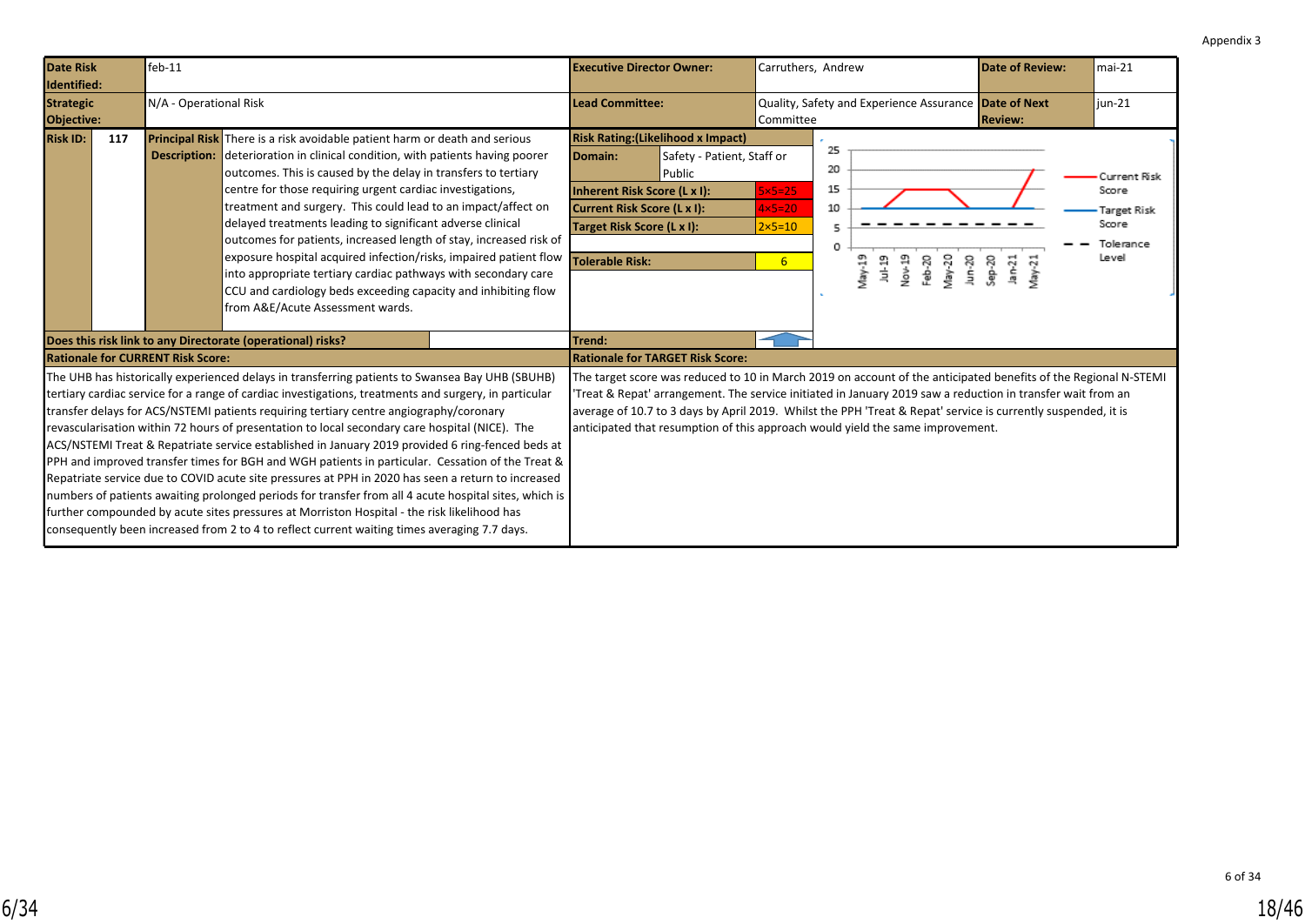Appendix 3

| Date Risk Identified: | feb-11 | Executive Director Owner: | Carruthers, Andrew | Date of Review: | mai-21 |
|---|---|---|---|---|---|
| Strategic Objective: | N/A - Operational Risk | Lead Committee: | Quality, Safety and Experience Assurance Committee | Date of Next Review: | jun-21 |

| Risk ID: | 117 | Principal Risk Description: | There is a risk avoidable patient harm or death and serious deterioration in clinical condition, with patients having poorer outcomes. This is caused by the delay in transfers to tertiary centre for those requiring urgent cardiac investigations, treatment and surgery. This could lead to an impact/affect on delayed treatments leading to significant adverse clinical outcomes for patients, increased length of stay, increased risk of exposure hospital acquired infection/risks, impaired patient flow into appropriate tertiary cardiac pathways with secondary care CCU and cardiology beds exceeding capacity and inhibiting flow from A&E/Acute Assessment wards. |
|---|---|---|---|

**Risk Rating:(Likelihood x Impact)**

| Domain: | Safety - Patient, Staff or Public |
|---|---|
| Inherent Risk Score (L x I): | 5×5=25 |
| Current Risk Score (L x I): | 4×5=20 |
| Target Risk Score (L x I): | 2×5=10 |
| Tolerable Risk: | 6 |

Chart: Current Risk Score, Target Risk Score, Tolerance Level (May-19, Jul-19, Nov-19, Feb-20, May-20, Jun-20, Sep-20, Jan-21, May-21)

**Does this risk link to any Directorate (operational) risks?**

**Trend:** ↑

**Rationale for CURRENT Risk Score:**

The UHB has historically experienced delays in transferring patients to Swansea Bay UHB (SBUHB) tertiary cardiac service for a range of cardiac investigations, treatments and surgery, in particular transfer delays for ACS/NSTEMI patients requiring tertiary centre angiography/coronary revascularisation within 72 hours of presentation to local secondary care hospital (NICE). The ACS/NSTEMI Treat & Repatriate service established in January 2019 provided 6 ring-fenced beds at PPH and improved transfer times for BGH and WGH patients in particular. Cessation of the Treat & Repatriate service due to COVID acute site pressures at PPH in 2020 has seen a return to increased numbers of patients awaiting prolonged periods for transfer from all 4 acute hospital sites, which is further compounded by acute sites pressures at Morriston Hospital - the risk likelihood has consequently been increased from 2 to 4 to reflect current waiting times averaging 7.7 days.

**Rationale for TARGET Risk Score:**

The target score was reduced to 10 in March 2019 on account of the anticipated benefits of the Regional N-STEMI 'Treat & Repat' arrangement. The service initiated in January 2019 saw a reduction in transfer wait from an average of 10.7 to 3 days by April 2019. Whilst the PPH 'Treat & Repat' service is currently suspended, it is anticipated that resumption of this approach would yield the same improvement.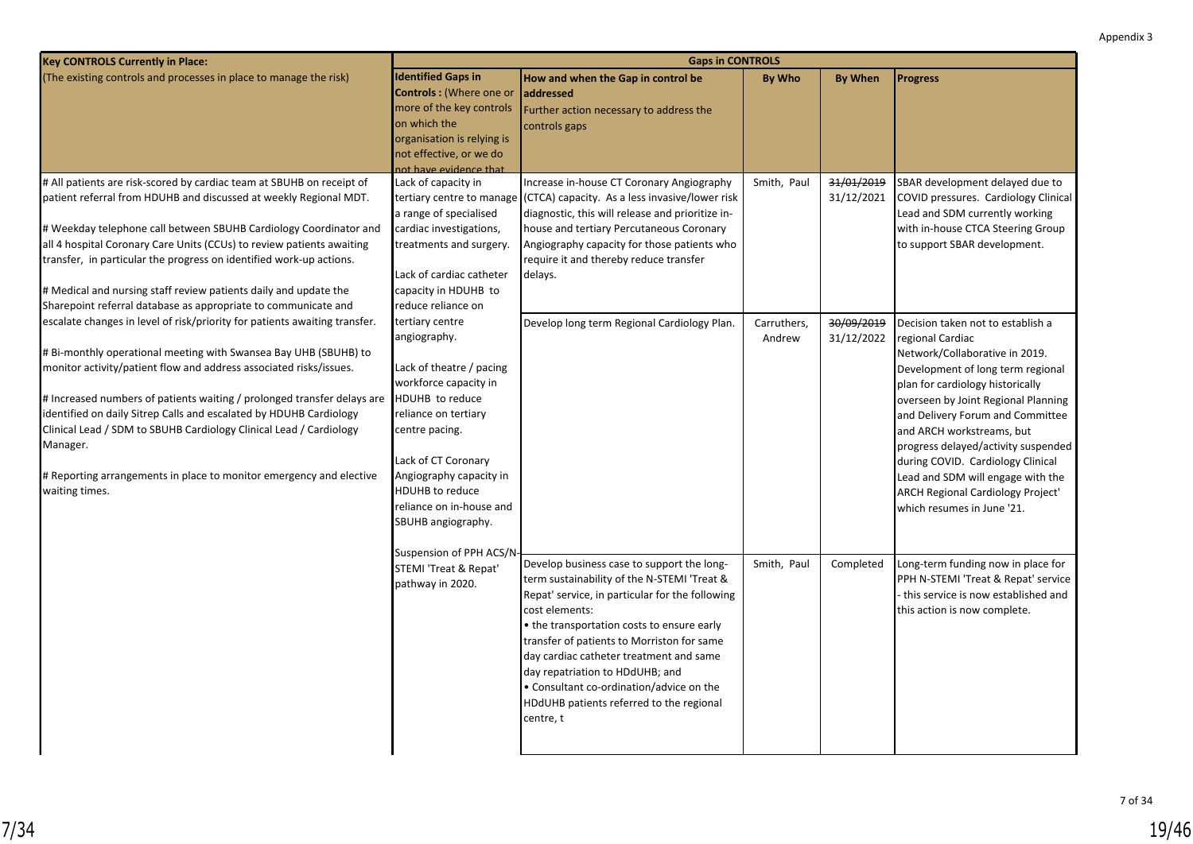| Key CONTROLS Currently in Place: | Gaps in CONTROLS | | | | |
|---|---|---|---|---|---|
| (The existing controls and processes in place to manage the risk) | **Identified Gaps in Controls :** (Where one or more of the key controls on which the organisation is relying is not effective, or we do not have evidence that | **How and when the Gap in control be addressed** Further action necessary to address the controls gaps | **By Who** | **By When** | **Progress** |
| # All patients are risk-scored by cardiac team at SBUHB on receipt of patient referral from HDUHB and discussed at weekly Regional MDT.<br><br># Weekday telephone call between SBUHB Cardiology Coordinator and all 4 hospital Coronary Care Units (CCUs) to review patients awaiting transfer, in particular the progress on identified work-up actions.<br><br># Medical and nursing staff review patients daily and update the Sharepoint referral database as appropriate to communicate and escalate changes in level of risk/priority for patients awaiting transfer.<br><br># Bi-monthly operational meeting with Swansea Bay UHB (SBUHB) to monitor activity/patient flow and address associated risks/issues.<br><br># Increased numbers of patients waiting / prolonged transfer delays are identified on daily Sitrep Calls and escalated by HDUHB Cardiology Clinical Lead / SDM to SBUHB Cardiology Clinical Lead / Cardiology Manager.<br><br># Reporting arrangements in place to monitor emergency and elective waiting times. | Lack of capacity in tertiary centre to manage a range of specialised cardiac investigations, treatments and surgery.<br><br>Lack of cardiac catheter capacity in HDUHB to reduce reliance on tertiary centre angiography.<br><br>Lack of theatre / pacing workforce capacity in HDUHB to reduce reliance on tertiary centre pacing.<br><br>Lack of CT Coronary Angiography capacity in HDUHB to reduce reliance on in-house and SBUHB angiography.<br><br>Suspension of PPH ACS/N-STEMI 'Treat & Repat' pathway in 2020. | Increase in-house CT Coronary Angiography (CTCA) capacity. As a less invasive/lower risk diagnostic, this will release and prioritize in-house and tertiary Percutaneous Coronary Angiography capacity for those patients who require it and thereby reduce transfer delays. | Smith, Paul | ~~31/01/2019~~ 31/12/2021 | SBAR development delayed due to COVID pressures. Cardiology Clinical Lead and SDM currently working with in-house CTCA Steering Group to support SBAR development. |
| | | Develop long term Regional Cardiology Plan. | Carruthers, Andrew | ~~30/09/2019~~ 31/12/2022 | Decision taken not to establish a regional Cardiac Network/Collaborative in 2019. Development of long term regional plan for cardiology historically overseen by Joint Regional Planning and Delivery Forum and Committee and ARCH workstreams, but progress delayed/activity suspended during COVID. Cardiology Clinical Lead and SDM will engage with the ARCH Regional Cardiology Project' which resumes in June '21. |
| | | Develop business case to support the long-term sustainability of the N-STEMI 'Treat & Repat' service, in particular for the following cost elements:<br>• the transportation costs to ensure early transfer of patients to Morriston for same day cardiac catheter treatment and same day repatriation to HDdUHB; and<br>• Consultant co-ordination/advice on the HDdUHB patients referred to the regional centre, t | Smith, Paul | Completed | Long-term funding now in place for PPH N-STEMI 'Treat & Repat' service - this service is now established and this action is now complete. |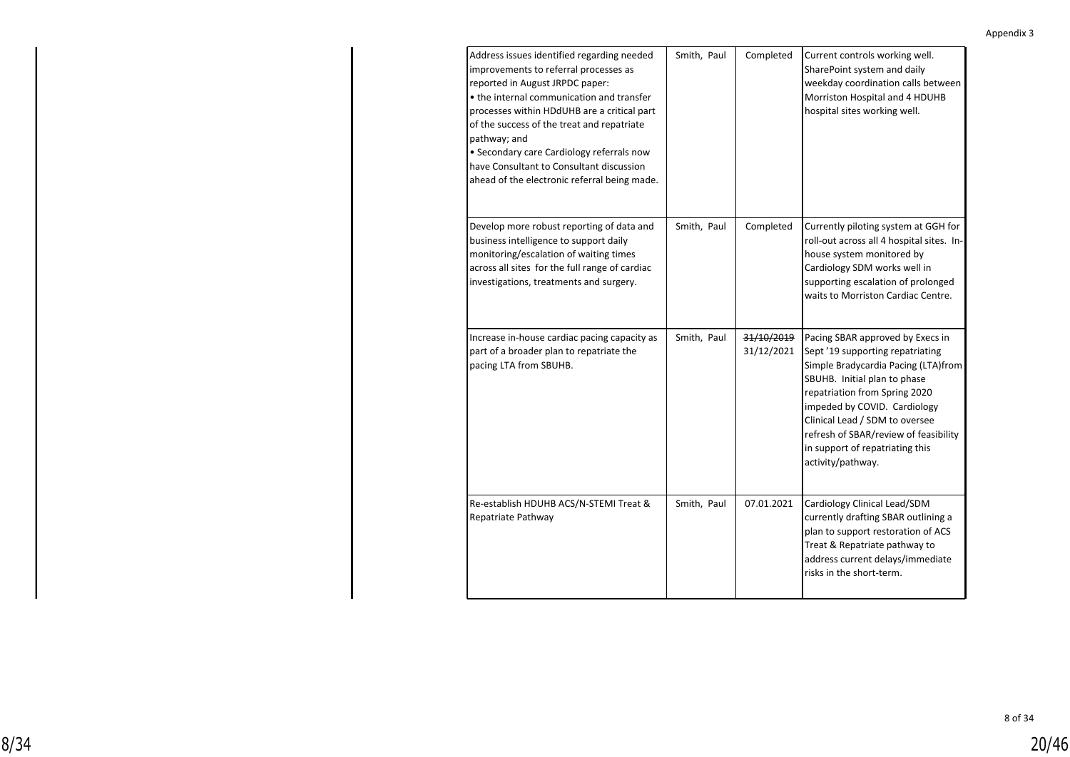Appendix 3

| | | | |
|---|---|---|---|
| Address issues identified regarding needed improvements to referral processes as reported in August JRPDC paper:<br>• the internal communication and transfer processes within HDdUHB are a critical part of the success of the treat and repatriate pathway; and<br>• Secondary care Cardiology referrals now have Consultant to Consultant discussion ahead of the electronic referral being made. | Smith, Paul | Completed | Current controls working well. SharePoint system and daily weekday coordination calls between Morriston Hospital and 4 HDUHB hospital sites working well. |
| Develop more robust reporting of data and business intelligence to support daily monitoring/escalation of waiting times across all sites for the full range of cardiac investigations, treatments and surgery. | Smith, Paul | Completed | Currently piloting system at GGH for roll-out across all 4 hospital sites. In-house system monitored by Cardiology SDM works well in supporting escalation of prolonged waits to Morriston Cardiac Centre. |
| Increase in-house cardiac pacing capacity as part of a broader plan to repatriate the pacing LTA from SBUHB. | Smith, Paul | ~~31/10/2019~~ 31/12/2021 | Pacing SBAR approved by Execs in Sept '19 supporting repatriating Simple Bradycardia Pacing (LTA)from SBUHB. Initial plan to phase repatriation from Spring 2020 impeded by COVID. Cardiology Clinical Lead / SDM to oversee refresh of SBAR/review of feasibility in support of repatriating this activity/pathway. |
| Re-establish HDUHB ACS/N-STEMI Treat & Repatriate Pathway | Smith, Paul | 07.01.2021 | Cardiology Clinical Lead/SDM currently drafting SBAR outlining a plan to support restoration of ACS Treat & Repatriate pathway to address current delays/immediate risks in the short-term. |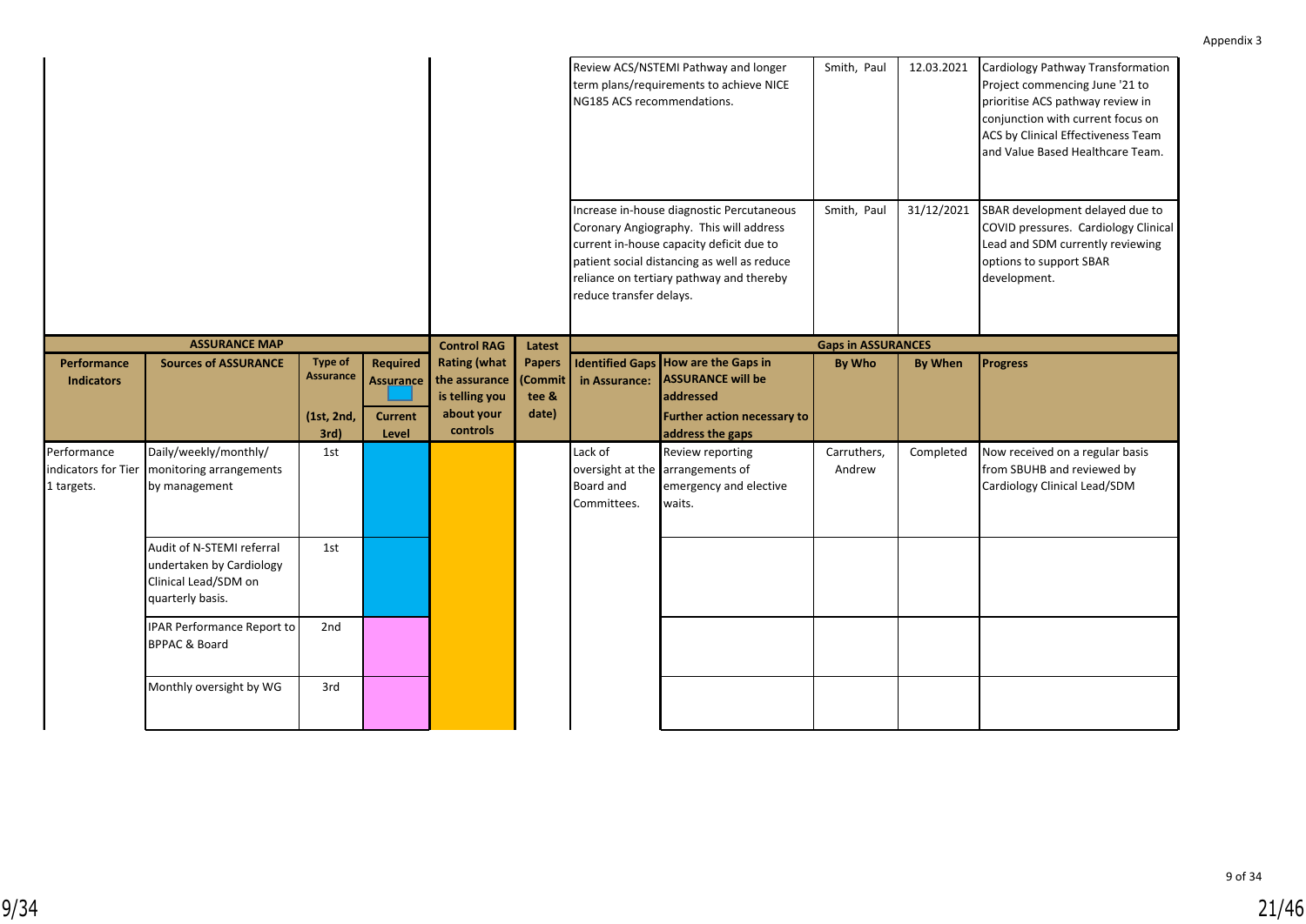Appendix 3

| | | | | | | | | | | |
|---|---|---|---|---|---|---|---|---|---|---|
| | | | | | | Review ACS/NSTEMI Pathway and longer term plans/requirements to achieve NICE NG185 ACS recommendations. | | Smith, Paul | 12.03.2021 | Cardiology Pathway Transformation Project commencing June '21 to prioritise ACS pathway review in conjunction with current focus on ACS by Clinical Effectiveness Team and Value Based Healthcare Team. |
| | | | | | | Increase in-house diagnostic Percutaneous Coronary Angiography. This will address current in-house capacity deficit due to patient social distancing as well as reduce reliance on tertiary pathway and thereby reduce transfer delays. | | Smith, Paul | 31/12/2021 | SBAR development delayed due to COVID pressures. Cardiology Clinical Lead and SDM currently reviewing options to support SBAR development. |

| ASSURANCE MAP | | | | Control RAG | Latest | Gaps in ASSURANCES | | | | |
|---|---|---|---|---|---|---|---|---|---|---|
| Performance Indicators | Sources of ASSURANCE | Type of Assurance (1st, 2nd, 3rd) | Required Assurance / Current Level | Rating (what the assurance is telling you about your controls | Papers (Committee & date) | Identified Gaps in Assurance: | How are the Gaps in ASSURANCE will be addressed Further action necessary to address the gaps | By Who | By When | Progress |
| Performance indicators for Tier 1 targets. | Daily/weekly/monthly/ monitoring arrangements by management | 1st | | | | Lack of oversight at the Board and Committees. | Review reporting arrangements of emergency and elective waits. | Carruthers, Andrew | Completed | Now received on a regular basis from SBUHB and reviewed by Cardiology Clinical Lead/SDM |
| | Audit of N-STEMI referral undertaken by Cardiology Clinical Lead/SDM on quarterly basis. | 1st | | | | | | | | |
| | IPAR Performance Report to BPPAC & Board | 2nd | | | | | | | | |
| | Monthly oversight by WG | 3rd | | | | | | | | |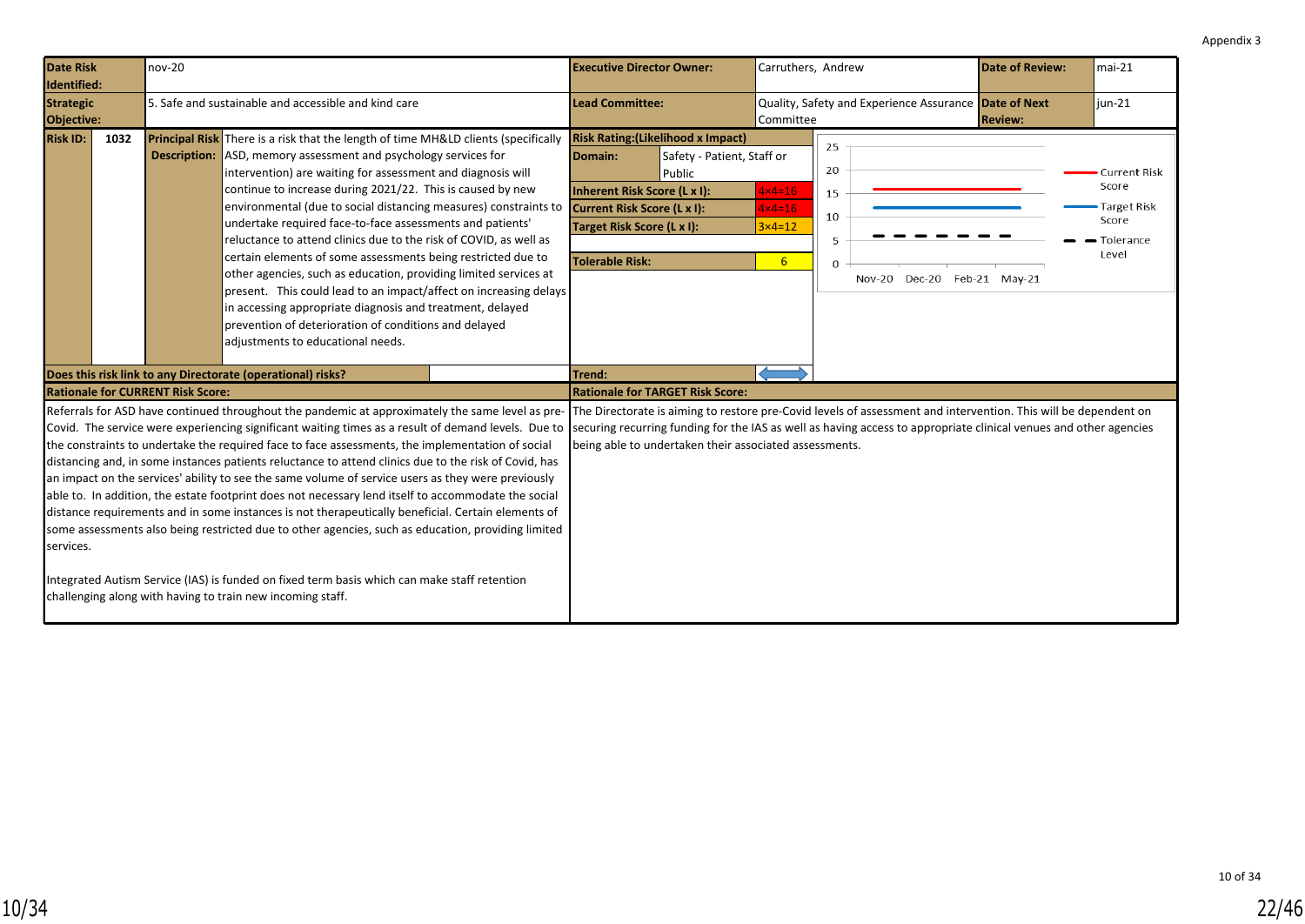Appendix 3

| Date Risk Identified: | nov-20 | Executive Director Owner: | Carruthers, Andrew | Date of Review: | mai-21 |
|---|---|---|---|---|---|
| Strategic Objective: | 5. Safe and sustainable and accessible and kind care | Lead Committee: | Quality, Safety and Experience Assurance Committee | Date of Next Review: | jun-21 |

| Risk ID: | 1032 | Principal Risk Description: | There is a risk that the length of time MH&LD clients (specifically ASD, memory assessment and psychology services for intervention) are waiting for assessment and diagnosis will continue to increase during 2021/22. This is caused by new environmental (due to social distancing measures) constraints to undertake required face-to-face assessments and patients' reluctance to attend clinics due to the risk of COVID, as well as certain elements of some assessments being restricted due to other agencies, such as education, providing limited services at present. This could lead to an impact/affect on increasing delays in accessing appropriate diagnosis and treatment, delayed prevention of deterioration of conditions and delayed adjustments to educational needs. |
|---|---|---|---|

| Risk Rating:(Likelihood x Impact) | |
|---|---|
| Domain: | Safety - Patient, Staff or Public |
| Inherent Risk Score (L x I): | 4×4=16 |
| Current Risk Score (L x I): | 4×4=16 |
| Target Risk Score (L x I): | 3×4=12 |
| Tolerable Risk: | 6 |
| Trend: | ⇔ |

Chart: Current Risk Score, Target Risk Score, Tolerance Level (Nov-20, Dec-20, Feb-21, May-21)

**Does this risk link to any Directorate (operational) risks?**

**Rationale for CURRENT Risk Score:**

Referrals for ASD have continued throughout the pandemic at approximately the same level as pre-Covid. The service were experiencing significant waiting times as a result of demand levels. Due to the constraints to undertake the required face to face assessments, the implementation of social distancing and, in some instances patients reluctance to attend clinics due to the risk of Covid, has an impact on the services' ability to see the same volume of service users as they were previously able to. In addition, the estate footprint does not necessary lend itself to accommodate the social distance requirements and in some instances is not therapeutically beneficial. Certain elements of some assessments also being restricted due to other agencies, such as education, providing limited services.

Integrated Autism Service (IAS) is funded on fixed term basis which can make staff retention challenging along with having to train new incoming staff.

**Rationale for TARGET Risk Score:**

The Directorate is aiming to restore pre-Covid levels of assessment and intervention. This will be dependent on securing recurring funding for the IAS as well as having access to appropriate clinical venues and other agencies being able to undertaken their associated assessments.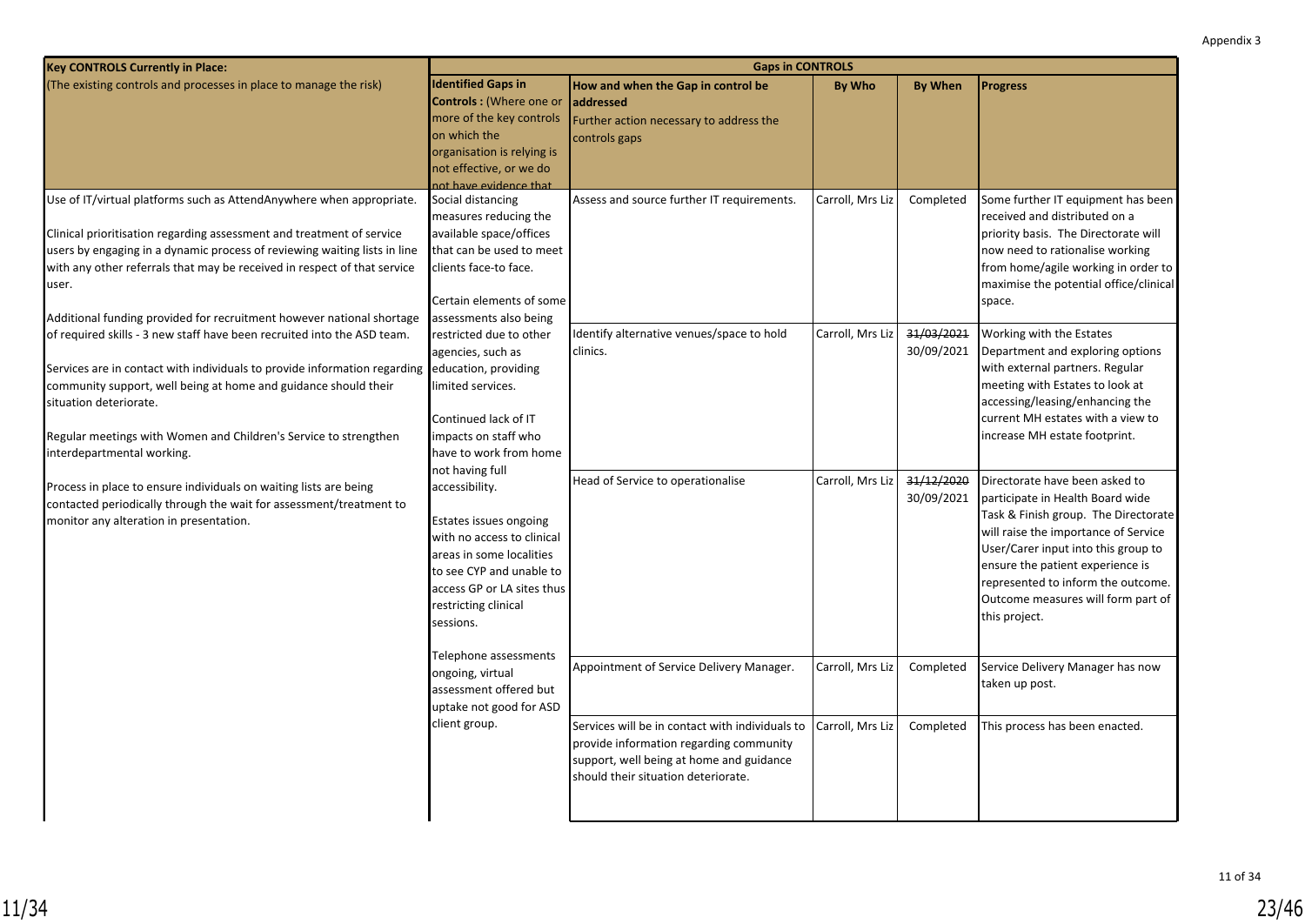Appendix 3

| Key CONTROLS Currently in Place: (The existing controls and processes in place to manage the risk) | Gaps in CONTROLS | | | | |
|---|---|---|---|---|---|
| | **Identified Gaps in Controls :** (Where one or more of the key controls on which the organisation is relying is not effective, or we do not have evidence that | **How and when the Gap in control be addressed** Further action necessary to address the controls gaps | **By Who** | **By When** | **Progress** |
| Use of IT/virtual platforms such as AttendAnywhere when appropriate.<br><br>Clinical prioritisation regarding assessment and treatment of service users by engaging in a dynamic process of reviewing waiting lists in line with any other referrals that may be received in respect of that service user.<br><br>Additional funding provided for recruitment however national shortage of required skills - 3 new staff have been recruited into the ASD team.<br><br>Services are in contact with individuals to provide information regarding community support, well being at home and guidance should their situation deteriorate.<br><br>Regular meetings with Women and Children's Service to strengthen interdepartmental working.<br><br>Process in place to ensure individuals on waiting lists are being contacted periodically through the wait for assessment/treatment to monitor any alteration in presentation. | Social distancing measures reducing the available space/offices that can be used to meet clients face-to face.<br><br>Certain elements of some assessments also being restricted due to other agencies, such as education, providing limited services.<br><br>Continued lack of IT impacts on staff who have to work from home not having full accessibility.<br><br>Estates issues ongoing with no access to clinical areas in some localities to see CYP and unable to access GP or LA sites thus restricting clinical sessions.<br><br>Telephone assessments ongoing, virtual assessment offered but uptake not good for ASD client group. | Assess and source further IT requirements. | Carroll, Mrs Liz | Completed | Some further IT equipment has been received and distributed on a priority basis. The Directorate will now need to rationalise working from home/agile working in order to maximise the potential office/clinical space. |
| | | Identify alternative venues/space to hold clinics. | Carroll, Mrs Liz | ~~31/03/2021~~ 30/09/2021 | Working with the Estates Department and exploring options with external partners. Regular meeting with Estates to look at accessing/leasing/enhancing the current MH estates with a view to increase MH estate footprint. |
| | | Head of Service to operationalise | Carroll, Mrs Liz | ~~31/12/2020~~ 30/09/2021 | Directorate have been asked to participate in Health Board wide Task & Finish group. The Directorate will raise the importance of Service User/Carer input into this group to ensure the patient experience is represented to inform the outcome. Outcome measures will form part of this project. |
| | | Appointment of Service Delivery Manager. | Carroll, Mrs Liz | Completed | Service Delivery Manager has now taken up post. |
| | | Services will be in contact with individuals to provide information regarding community support, well being at home and guidance should their situation deteriorate. | Carroll, Mrs Liz | Completed | This process has been enacted. |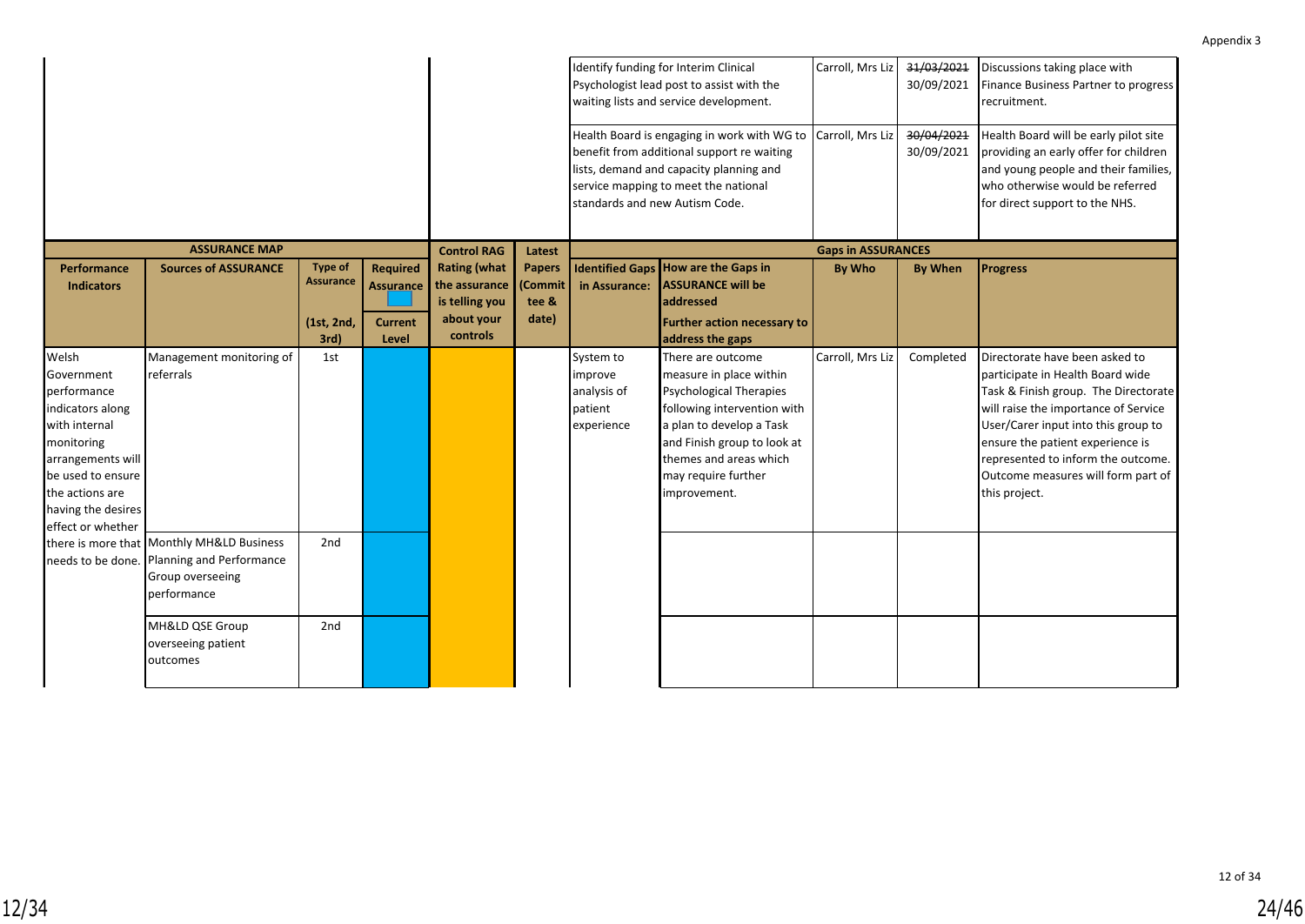Appendix 3

| | | | | | | | | | |
|---|---|---|---|---|---|---|---|---|---|
| | | | | | | Identify funding for Interim Clinical Psychologist lead post to assist with the waiting lists and service development. | Carroll, Mrs Liz | ~~31/03/2021~~ 30/09/2021 | Discussions taking place with Finance Business Partner to progress recruitment. |
| | | | | | | Health Board is engaging in work with WG to benefit from additional support re waiting lists, demand and capacity planning and service mapping to meet the national standards and new Autism Code. | Carroll, Mrs Liz | ~~30/04/2021~~ 30/09/2021 | Health Board will be early pilot site providing an early offer for children and young people and their families, who otherwise would be referred for direct support to the NHS. |

| ASSURANCE MAP | | | | Control RAG Rating (what the assurance is telling you about your controls | Latest Papers (Committee & date) | Gaps in ASSURANCES | | | | |
|---|---|---|---|---|---|---|---|---|---|---|
| Performance Indicators | Sources of ASSURANCE | Type of Assurance (1st, 2nd, 3rd) | Required Assurance / Current Level | | | Identified Gaps in Assurance: | How are the Gaps in ASSURANCE will be addressed / Further action necessary to address the gaps | By Who | By When | Progress |
| Welsh Government performance indicators along with internal monitoring arrangements will be used to ensure the actions are having the desires effect or whether there is more that needs to be done. | Management monitoring of referrals | 1st | | | | System to improve analysis of patient experience | There are outcome measure in place within Psychological Therapies following intervention with a plan to develop a Task and Finish group to look at themes and areas which may require further improvement. | Carroll, Mrs Liz | Completed | Directorate have been asked to participate in Health Board wide Task & Finish group. The Directorate will raise the importance of Service User/Carer input into this group to ensure the patient experience is represented to inform the outcome. Outcome measures will form part of this project. |
| | Monthly MH&LD Business Planning and Performance Group overseeing performance | 2nd | | | | | | | | |
| | MH&LD QSE Group overseeing patient outcomes | 2nd | | | | | | | | |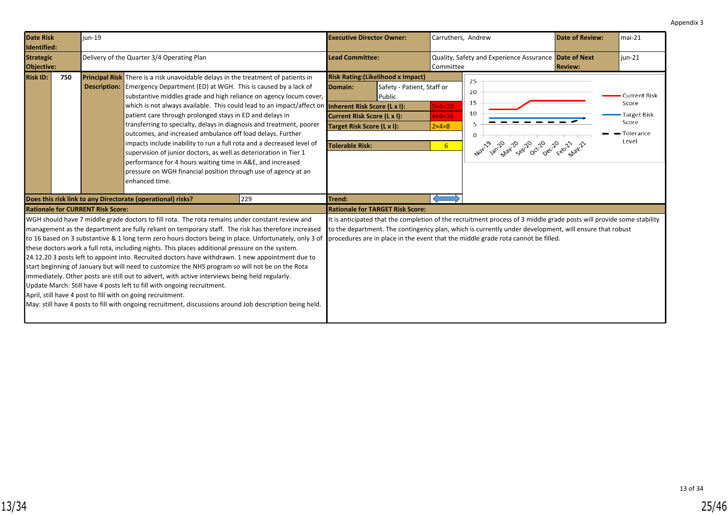Appendix 3

| | | | |
|---|---|---|---|
| **Date Risk Identified:** | jun-19 | **Executive Director Owner:** | Carruthers, Andrew |
| **Date of Review:** | mai-21 | **Date of Next Review:** | jun-21 |
| **Strategic Objective:** | Delivery of the Quarter 3/4 Operating Plan | **Lead Committee:** | Quality, Safety and Experience Assurance Committee |

**Risk ID:** 750

**Principal Risk Description:** There is a risk unavoidable delays in the treatment of patients in Emergency Department (ED) at WGH. This is caused by a lack of substantive middles grade and high reliance on agency locum cover, which is not always available. This could lead to an impact/affect on patient care through prolonged stays in ED and delays in transferring to specialty, delays in diagnosis and treatment, poorer outcomes, and increased ambulance off load delays. Further impacts include inability to run a full rota and a decreased level of supervision of junior doctors, as well as deterioration in Tier 1 performance for 4 hours waiting time in A&E, and increased pressure on WGH financial position through use of agency at an enhanced time.

| Risk Rating:(Likelihood x Impact) | |
|---|---|
| **Domain:** | Safety - Patient, Staff or Public |
| **Inherent Risk Score (L x I):** | 5×4=20 |
| **Current Risk Score (L x I):** | 4×4=16 |
| **Target Risk Score (L x I):** | 2×4=8 |
| **Tolerable Risk:** | 6 |
| **Trend:** | ⟷ |

Chart (Nov-19 to May-21): Current Risk Score, Target Risk Score, Tolerance Level

**Does this risk link to any Directorate (operational) risks?** 229

**Rationale for CURRENT Risk Score:**

WGH should have 7 middle grade doctors to fill rota. The rota remains under constant review and management as the department are fully reliant on temporary staff. The risk has therefore increased to 16 based on 3 substantive & 1 long term zero hours doctors being in place. Unfortunately, only 3 of these doctors work a full rota, including nights. This places additional pressure on the system.
24.12.20 3 posts left to appoint into. Recruited doctors have withdrawn. 1 new appointment due to start beginning of January but will need to customize the NHS program so will not be on the Rota immediately. Other posts are still out to advert, with active interviews being held regularly.
Update March: Still have 4 posts left to fill with ongoing recruitment.
April, still have 4 post to fill with on going recruitment.
May: still have 4 posts to fill with ongoing recruitment, discussions around Job description being held.

**Rationale for TARGET Risk Score:**

It is anticipated that the completion of the recruitment process of 3 middle grade posts will provide some stability to the department. The contingency plan, which is currently under development, will ensure that robust procedures are in place in the event that the middle grade rota cannot be filled.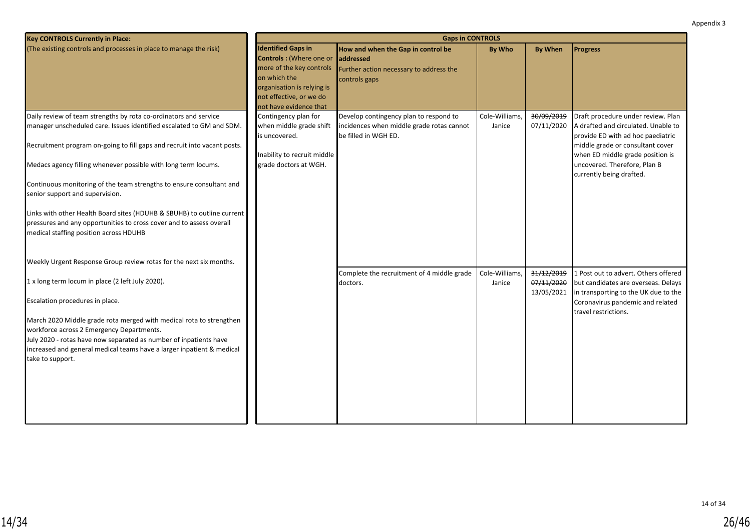Appendix 3

| Key CONTROLS Currently in Place: (The existing controls and processes in place to manage the risk) | Gaps in CONTROLS | | | | |
|---|---|---|---|---|---|
| | **Identified Gaps in Controls :** (Where one or more of the key controls on which the organisation is relying is not effective, or we do not have evidence that | **How and when the Gap in control be addressed** Further action necessary to address the controls gaps | **By Who** | **By When** | **Progress** |
| Daily review of team strengths by rota co-ordinators and service manager unscheduled care. Issues identified escalated to GM and SDM.<br><br>Recruitment program on-going to fill gaps and recruit into vacant posts.<br><br>Medacs agency filling whenever possible with long term locums.<br><br>Continuous monitoring of the team strengths to ensure consultant and senior support and supervision.<br><br>Links with other Health Board sites (HDUHB & SBUHB) to outline current pressures and any opportunities to cross cover and to assess overall medical staffing position across HDUHB<br><br>Weekly Urgent Response Group review rotas for the next six months.<br><br>1 x long term locum in place (2 left July 2020).<br><br>Escalation procedures in place.<br><br>March 2020 Middle grade rota merged with medical rota to strengthen workforce across 2 Emergency Departments.<br>July 2020 - rotas have now separated as number of inpatients have increased and general medical teams have a larger inpatient & medical take to support. | Contingency plan for when middle grade shift is uncovered.<br><br>Inability to recruit middle grade doctors at WGH. | Develop contingency plan to respond to incidences when middle grade rotas cannot be filled in WGH ED. | Cole-Williams, Janice | ~~30/09/2019~~<br>07/11/2020 | Draft procedure under review. Plan A drafted and circulated. Unable to provide ED with ad hoc paediatric middle grade or consultant cover when ED middle grade position is uncovered. Therefore, Plan B currently being drafted. |
| | | Complete the recruitment of 4 middle grade doctors. | Cole-Williams, Janice | ~~31/12/2019~~<br>~~07/11/2020~~<br>13/05/2021 | 1 Post out to advert. Others offered but candidates are overseas. Delays in transporting to the UK due to the Coronavirus pandemic and related travel restrictions. |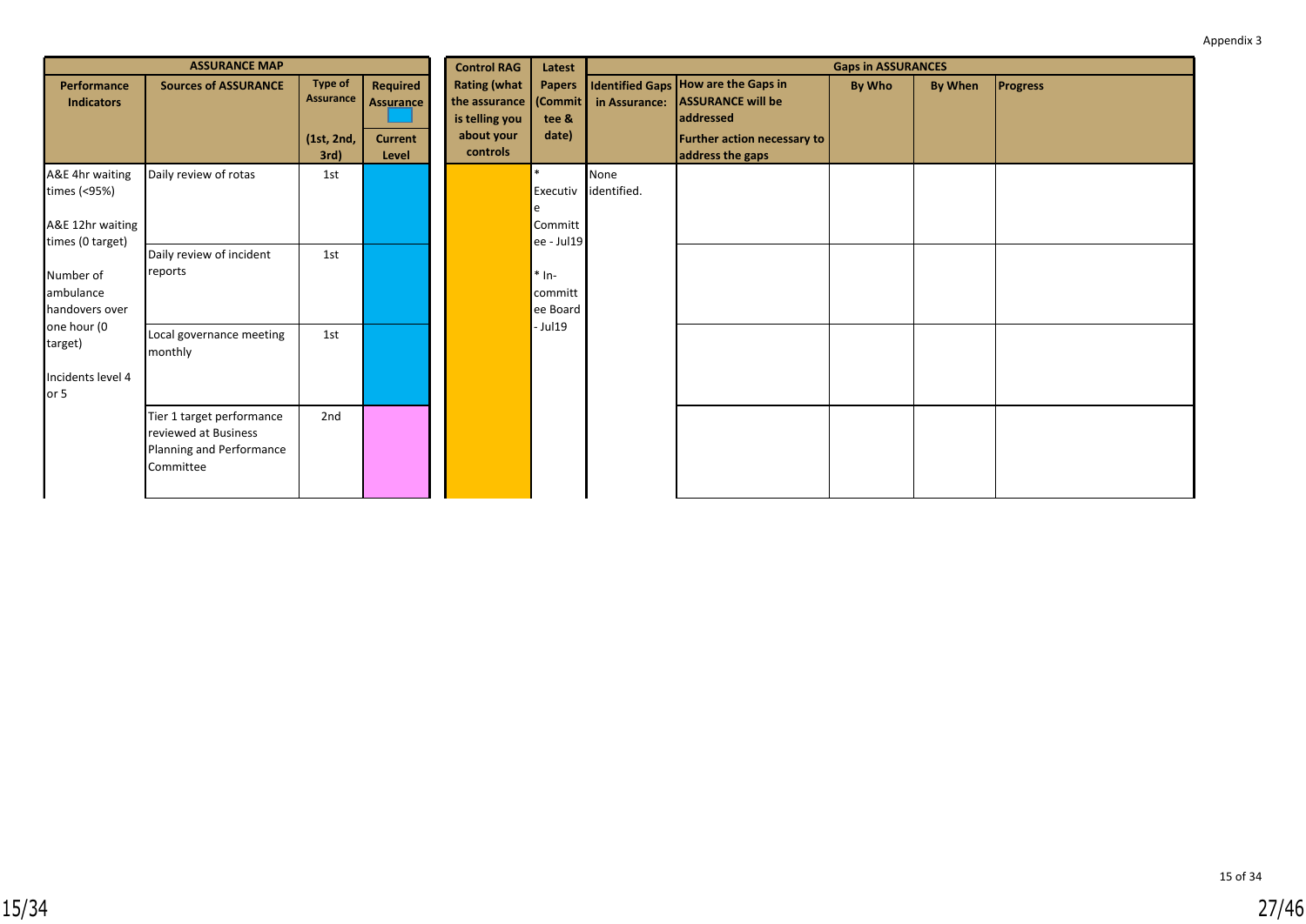Appendix 3

| ASSURANCE MAP | | | | Control RAG Rating (what the assurance is telling you about your controls) | Latest Papers (Committee & date) | Gaps in ASSURANCES | | | | |
|---|---|---|---|---|---|---|---|---|---|---|
| Performance Indicators | Sources of ASSURANCE | Type of Assurance (1st, 2nd, 3rd) | Required Assurance / Current Level | | | Identified Gaps in Assurance: | How are the Gaps in ASSURANCE will be addressed / Further action necessary to address the gaps | By Who | By When | Progress |
| A&E 4hr waiting times (<95%)<br><br>A&E 12hr waiting times (0 target)<br><br>Number of ambulance handovers over one hour (0 target)<br><br>Incidents level 4 or 5 | Daily review of rotas | 1st | | | * Executive Committee - Jul19<br><br>* In-committee Board - Jul19 | None identified. | | | | |
| | Daily review of incident reports | 1st | | | | | | | | |
| | Local governance meeting monthly | 1st | | | | | | | | |
| | Tier 1 target performance reviewed at Business Planning and Performance Committee | 2nd | | | | | | | | |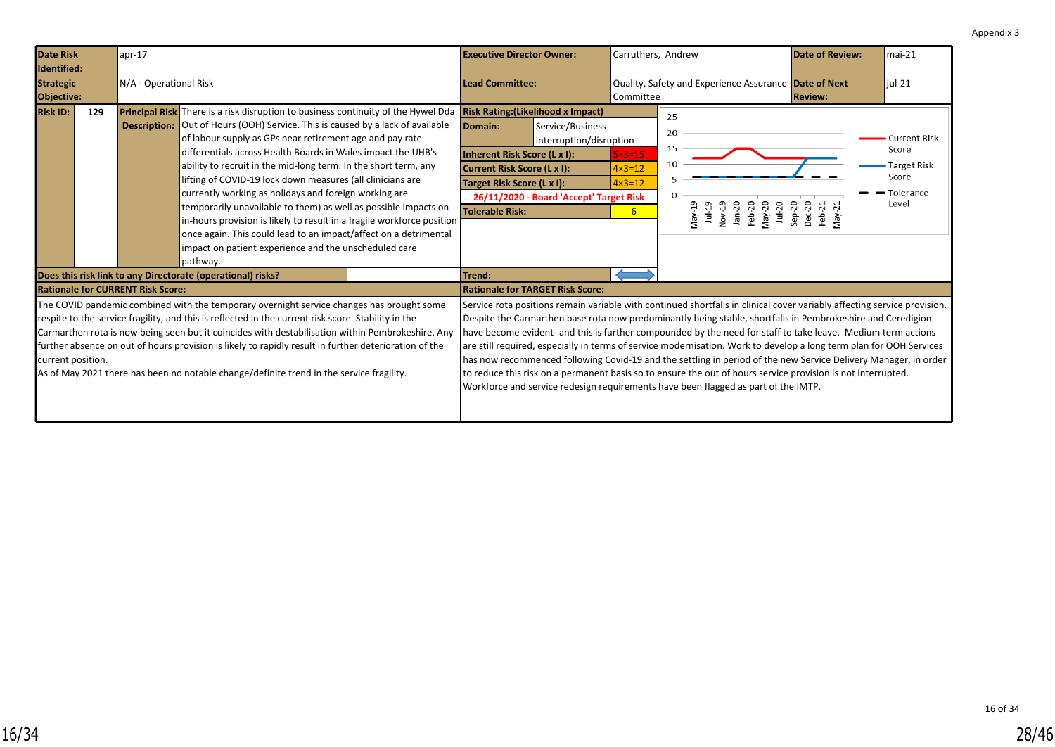Appendix 3

| Date Risk Identified: | apr-17 | Executive Director Owner: | Carruthers, Andrew | Date of Review: | mai-21 |
|---|---|---|---|---|---|
| Strategic Objective: | N/A - Operational Risk | Lead Committee: | Quality, Safety and Experience Assurance Committee | Date of Next Review: | jul-21 |

| Risk ID: | 129 |
|---|---|
| Principal Risk Description: | There is a risk disruption to business continuity of the Hywel Dda Out of Hours (OOH) Service. This is caused by a lack of available of labour supply as GPs near retirement age and pay rate differentials across Health Boards in Wales impact the UHB's ability to recruit in the mid-long term. In the short term, any lifting of COVID-19 lock down measures (all clinicians are currently working as holidays and foreign working are temporarily unavailable to them) as well as possible impacts on in-hours provision is likely to result in a fragile workforce position once again. This could lead to an impact/affect on a detrimental impact on patient experience and the unscheduled care pathway. |
| Does this risk link to any Directorate (operational) risks? | |

| Risk Rating:(Likelihood x Impact) | |
|---|---|
| Domain: | Service/Business interruption/disruption |
| Inherent Risk Score (L x I): | 5×3=15 |
| Current Risk Score (L x I): | 4×3=12 |
| Target Risk Score (L x I): | 4×3=12 |
| 26/11/2020 - Board 'Accept' Target Risk | |
| Tolerable Risk: | 6 |
| Trend: | ↔ |

Chart: Current Risk Score, Target Risk Score, Tolerance Level (May-19 to May-21)

**Rationale for CURRENT Risk Score:**

The COVID pandemic combined with the temporary overnight service changes has brought some respite to the service fragility, and this is reflected in the current risk score. Stability in the Carmarthen rota is now being seen but it coincides with destabilisation within Pembrokeshire. Any further absence on out of hours provision is likely to rapidly result in further deterioration of the current position.
As of May 2021 there has been no notable change/definite trend in the service fragility.

**Rationale for TARGET Risk Score:**

Service rota positions remain variable with continued shortfalls in clinical cover variably affecting service provision. Despite the Carmarthen base rota now predominantly being stable, shortfalls in Pembrokeshire and Ceredigion have become evident- and this is further compounded by the need for staff to take leave. Medium term actions are still required, especially in terms of service modernisation. Work to develop a long term plan for OOH Services has now recommenced following Covid-19 and the settling in period of the new Service Delivery Manager, in order to reduce this risk on a permanent basis so to ensure the out of hours service provision is not interrupted.
Workforce and service redesign requirements have been flagged as part of the IMTP.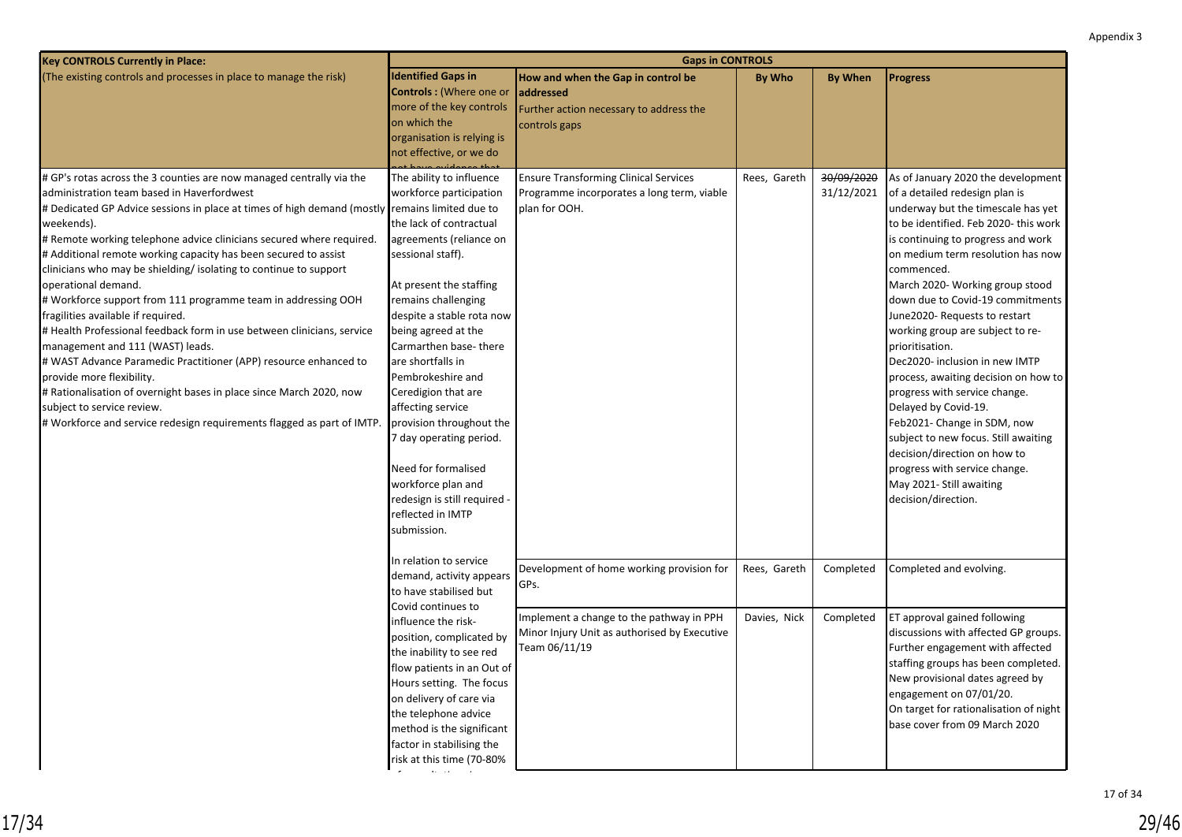Appendix 3

| Key CONTROLS Currently in Place: (The existing controls and processes in place to manage the risk) | Gaps in CONTROLS | | | | |
|---|---|---|---|---|---|
| | **Identified Gaps in Controls :** (Where one or more of the key controls on which the organisation is relying is not effective, or we do not have evidence that | **How and when the Gap in control be addressed** Further action necessary to address the controls gaps | **By Who** | **By When** | **Progress** |
| # GP's rotas across the 3 counties are now managed centrally via the administration team based in Haverfordwest<br># Dedicated GP Advice sessions in place at times of high demand (mostly weekends).<br># Remote working telephone advice clinicians secured where required.<br># Additional remote working capacity has been secured to assist clinicians who may be shielding/ isolating to continue to support operational demand.<br># Workforce support from 111 programme team in addressing OOH fragilities available if required.<br># Health Professional feedback form in use between clinicians, service management and 111 (WAST) leads.<br># WAST Advance Paramedic Practitioner (APP) resource enhanced to provide more flexibility.<br># Rationalisation of overnight bases in place since March 2020, now subject to service review.<br># Workforce and service redesign requirements flagged as part of IMTP. | The ability to influence workforce participation remains limited due to the lack of contractual agreements (reliance on sessional staff).<br><br>At present the staffing remains challenging despite a stable rota now being agreed at the Carmarthen base- there are shortfalls in Pembrokeshire and Ceredigion that are affecting service provision throughout the 7 day operating period.<br><br>Need for formalised workforce plan and redesign is still required - reflected in IMTP submission. | Ensure Transforming Clinical Services Programme incorporates a long term, viable plan for OOH. | Rees, Gareth | ~~30/09/2020~~ 31/12/2021 | As of January 2020 the development of a detailed redesign plan is underway but the timescale has yet to be identified. Feb 2020- this work is continuing to progress and work on medium term resolution has now commenced.<br>March 2020- Working group stood down due to Covid-19 commitments<br>June2020- Requests to restart working group are subject to re-prioritisation.<br>Dec2020- inclusion in new IMTP process, awaiting decision on how to progress with service change. Delayed by Covid-19.<br>Feb2021- Change in SDM, now subject to new focus. Still awaiting decision/direction on how to progress with service change.<br>May 2021- Still awaiting decision/direction. |
| | In relation to service demand, activity appears to have stabilised but Covid continues to influence the risk-position, complicated by the inability to see red flow patients in an Out of Hours setting. The focus on delivery of care via the telephone advice method is the significant factor in stabilising the risk at this time (70-80% | Development of home working provision for GPs. | Rees, Gareth | Completed | Completed and evolving. |
| | | Implement a change to the pathway in PPH Minor Injury Unit as authorised by Executive Team 06/11/19 | Davies, Nick | Completed | ET approval gained following discussions with affected GP groups. Further engagement with affected staffing groups has been completed. New provisional dates agreed by engagement on 07/01/20.<br>On target for rationalisation of night base cover from 09 March 2020 |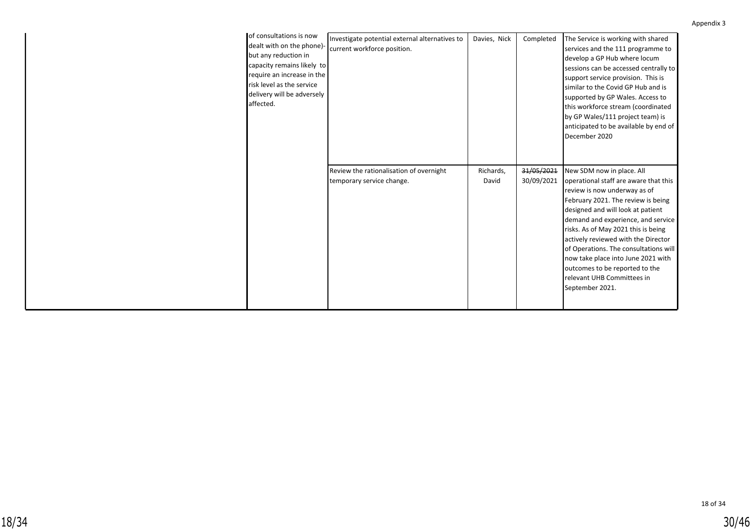| | | | | | |
|---|---|---|---|---|---|
| | of consultations is now dealt with on the phone)- but any reduction in capacity remains likely to require an increase in the risk level as the service delivery will be adversely affected. | Investigate potential external alternatives to current workforce position. | Davies, Nick | Completed | The Service is working with shared services and the 111 programme to develop a GP Hub where locum sessions can be accessed centrally to support service provision. This is similar to the Covid GP Hub and is supported by GP Wales. Access to this workforce stream (coordinated by GP Wales/111 project team) is anticipated to be available by end of December 2020 |
| | | Review the rationalisation of overnight temporary service change. | Richards, David | ~~31/05/2021~~ 30/09/2021 | New SDM now in place. All operational staff are aware that this review is now underway as of February 2021. The review is being designed and will look at patient demand and experience, and service risks. As of May 2021 this is being actively reviewed with the Director of Operations. The consultations will now take place into June 2021 with outcomes to be reported to the relevant UHB Committees in September 2021. |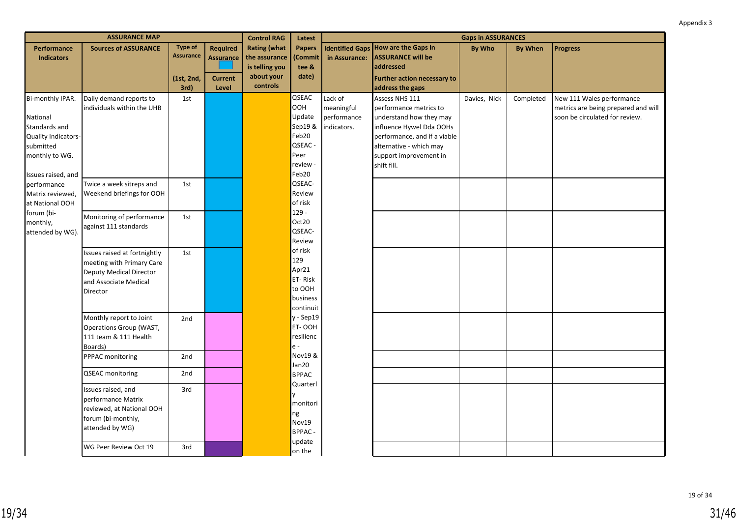Appendix 3

| ASSURANCE MAP | | | | Control RAG Rating (what the assurance is telling you about your controls | Latest Papers (Committee & date) | Gaps in ASSURANCES | | | | |
|---|---|---|---|---|---|---|---|---|---|---|
| Performance Indicators | Sources of ASSURANCE | Type of Assurance (1st, 2nd, 3rd) | Required Assurance / Current Level | | | Identified Gaps in Assurance: | How are the Gaps in ASSURANCE will be addressed / Further action necessary to address the gaps | By Who | By When | Progress |
| Bi-monthly IPAR. National Standards and Quality Indicators-submitted monthly to WG. Issues raised, and performance Matrix reviewed, at National OOH forum (bi-monthly, attended by WG). | Daily demand reports to individuals within the UHB | 1st | | | QSEAC OOH Update Sep19 & Feb20 QSEAC - Peer review - Feb20 QSEAC- Review of risk 129 - Oct20 QSEAC- Review of risk 129 Apr21 ET- Risk to OOH business continuity - Sep19 ET- OOH resilience - Nov19 & Jan20 BPPAC Quarterly monitoring Nov19 BPPAC - update on the | Lack of meaningful performance indicators. | Assess NHS 111 performance metrics to understand how they may influence Hywel Dda OOHs performance, and if a viable alternative - which may support improvement in shift fill. | Davies, Nick | Completed | New 111 Wales performance metrics are being prepared and will soon be circulated for review. |
| | Twice a week sitreps and Weekend briefings for OOH | 1st | | | | | | | | |
| | Monitoring of performance against 111 standards | 1st | | | | | | | | |
| | Issues raised at fortnightly meeting with Primary Care Deputy Medical Director and Associate Medical Director | 1st | | | | | | | | |
| | Monthly report to Joint Operations Group (WAST, 111 team & 111 Health Boards) | 2nd | | | | | | | | |
| | PPPAC monitoring | 2nd | | | | | | | | |
| | QSEAC monitoring | 2nd | | | | | | | | |
| | Issues raised, and performance Matrix reviewed, at National OOH forum (bi-monthly, attended by WG) | 3rd | | | | | | | | |
| | WG Peer Review Oct 19 | 3rd | | | | | | | | |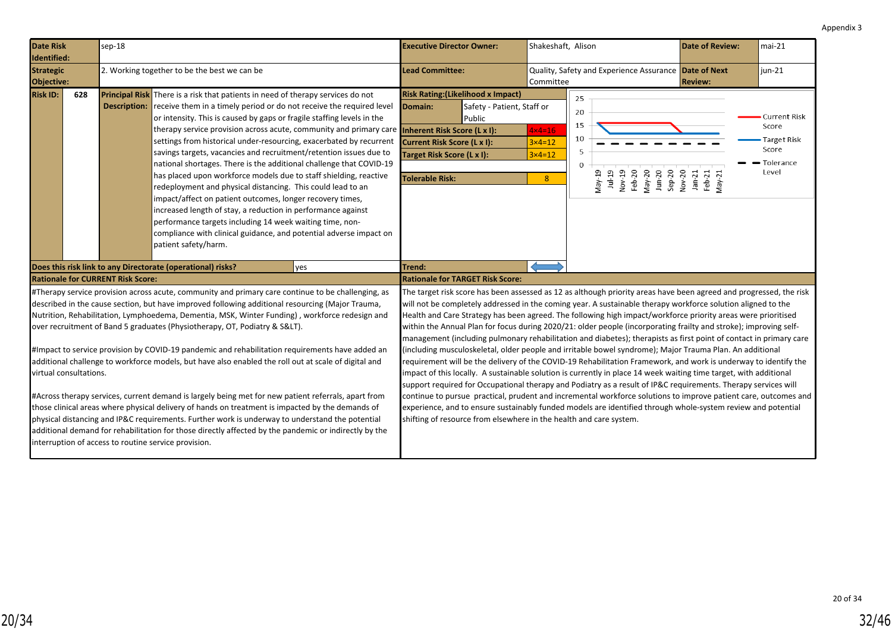Appendix 3

| Date Risk Identified: | sep-18 | Executive Director Owner: | Shakeshaft, Alison | Date of Review: | mai-21 |
|---|---|---|---|---|---|
| Strategic Objective: | 2. Working together to be the best we can be | Lead Committee: | Quality, Safety and Experience Assurance Committee | Date of Next Review: | jun-21 |

**Risk ID:** 628

**Principal Risk Description:** There is a risk that patients in need of therapy services do not receive them in a timely period or do not receive the required level or intensity. This is caused by gaps or fragile staffing levels in the therapy service provision across acute, community and primary care settings from historical under-resourcing, exacerbated by recurrent savings targets, vacancies and recruitment/retention issues due to national shortages. There is the additional challenge that COVID-19 has placed upon workforce models due to staff shielding, reactive redeployment and physical distancing. This could lead to an impact/affect on patient outcomes, longer recovery times, increased length of stay, a reduction in performance against performance targets including 14 week waiting time, non-compliance with clinical guidance, and potential adverse impact on patient safety/harm.

| Risk Rating:(Likelihood x Impact) | |
|---|---|
| Domain: | Safety - Patient, Staff or Public |
| Inherent Risk Score (L x I): | 4×4=16 |
| Current Risk Score (L x I): | 3×4=12 |
| Target Risk Score (L x I): | 3×4=12 |
| Tolerable Risk: | 8 |
| Trend: | ⟷ |

**Does this risk link to any Directorate (operational) risks?** yes

**Rationale for CURRENT Risk Score:**

#Therapy service provision across acute, community and primary care continue to be challenging, as described in the cause section, but have improved following additional resourcing (Major Trauma, Nutrition, Rehabilitation, Lymphoedema, Dementia, MSK, Winter Funding) , workforce redesign and over recruitment of Band 5 graduates (Physiotherapy, OT, Podiatry & S&LT).

#Impact to service provision by COVID-19 pandemic and rehabilitation requirements have added an additional challenge to workforce models, but have also enabled the roll out at scale of digital and virtual consultations.

#Across therapy services, current demand is largely being met for new patient referrals, apart from those clinical areas where physical delivery of hands on treatment is impacted by the demands of physical distancing and IP&C requirements. Further work is underway to understand the potential additional demand for rehabilitation for those directly affected by the pandemic or indirectly by the interruption of access to routine service provision.

**Rationale for TARGET Risk Score:**

The target risk score has been assessed as 12 as although priority areas have been agreed and progressed, the risk will not be completely addressed in the coming year. A sustainable therapy workforce solution aligned to the Health and Care Strategy has been agreed. The following high impact/workforce priority areas were prioritised within the Annual Plan for focus during 2020/21: older people (incorporating frailty and stroke); improving self-management (including pulmonary rehabilitation and diabetes); therapists as first point of contact in primary care (including musculoskeletal, older people and irritable bowel syndrome); Major Trauma Plan. An additional requirement will be the delivery of the COVID-19 Rehabilitation Framework, and work is underway to identify the impact of this locally. A sustainable solution is currently in place 14 week waiting time target, with additional support required for Occupational therapy and Podiatry as a result of IP&C requirements. Therapy services will continue to pursue practical, prudent and incremental workforce solutions to improve patient care, outcomes and experience, and to ensure sustainably funded models are identified through whole-system review and potential shifting of resource from elsewhere in the health and care system.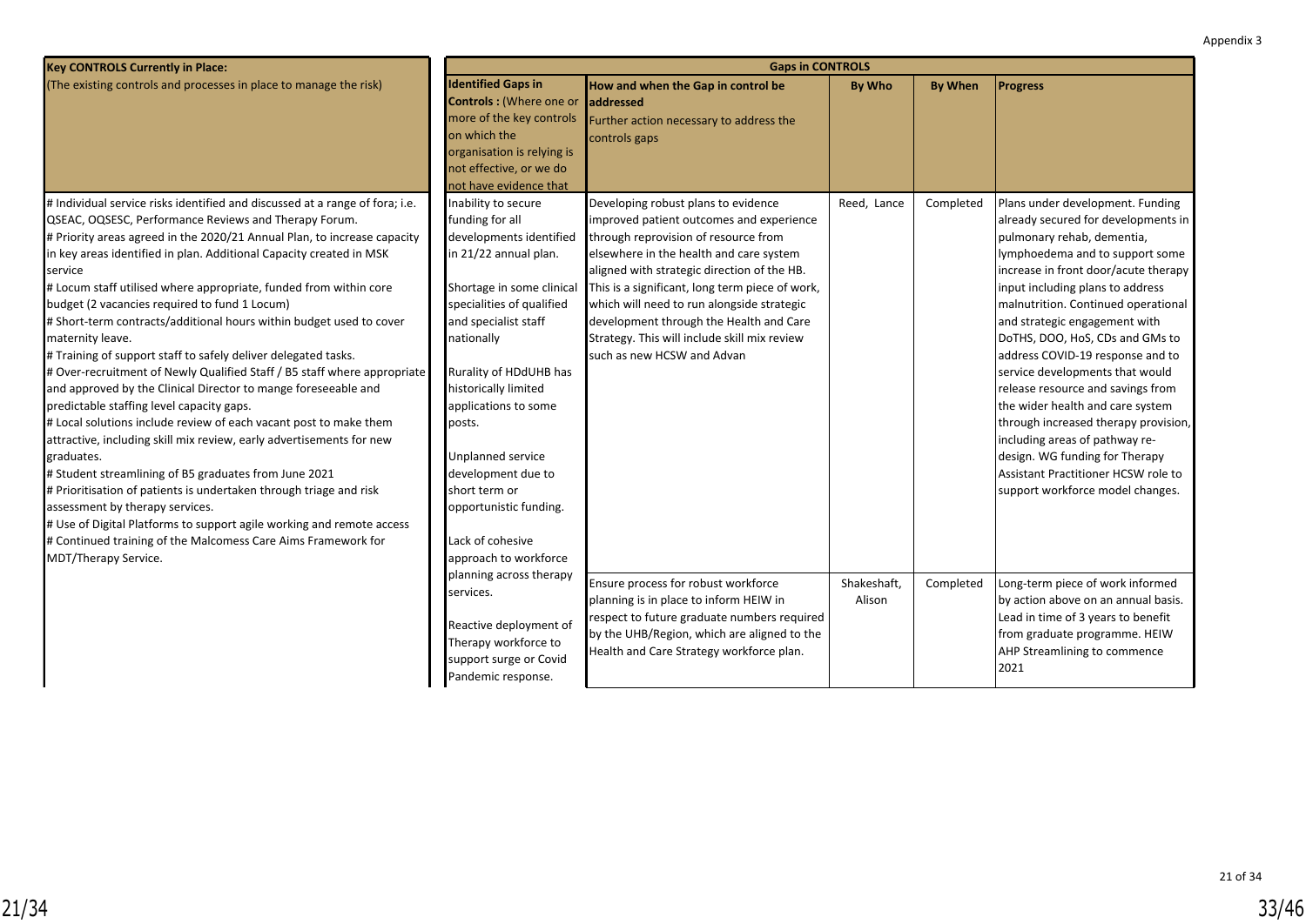Appendix 3

| Key CONTROLS Currently in Place: (The existing controls and processes in place to manage the risk) | Gaps in CONTROLS | | | | |
|---|---|---|---|---|---|
| | Identified Gaps in Controls : (Where one or more of the key controls on which the organisation is relying is not effective, or we do not have evidence that | How and when the Gap in control be addressed Further action necessary to address the controls gaps | By Who | By When | Progress |
| # Individual service risks identified and discussed at a range of fora; i.e. QSEAC, OQSESC, Performance Reviews and Therapy Forum.<br># Priority areas agreed in the 2020/21 Annual Plan, to increase capacity in key areas identified in plan. Additional Capacity created in MSK service<br># Locum staff utilised where appropriate, funded from within core budget (2 vacancies required to fund 1 Locum)<br># Short-term contracts/additional hours within budget used to cover maternity leave.<br># Training of support staff to safely deliver delegated tasks.<br># Over-recruitment of Newly Qualified Staff / B5 staff where appropriate and approved by the Clinical Director to mange foreseeable and predictable staffing level capacity gaps.<br># Local solutions include review of each vacant post to make them attractive, including skill mix review, early advertisements for new graduates.<br># Student streamlining of B5 graduates from June 2021<br># Prioritisation of patients is undertaken through triage and risk assessment by therapy services.<br># Use of Digital Platforms to support agile working and remote access<br># Continued training of the Malcomess Care Aims Framework for MDT/Therapy Service. | Inability to secure funding for all developments identified in 21/22 annual plan.<br><br>Shortage in some clinical specialities of qualified and specialist staff nationally<br><br>Rurality of HDdUHB has historically limited applications to some posts.<br><br>Unplanned service development due to short term or opportunistic funding.<br><br>Lack of cohesive approach to workforce planning across therapy services.<br><br>Reactive deployment of Therapy workforce to support surge or Covid Pandemic response. | Developing robust plans to evidence improved patient outcomes and experience through reprovision of resource from elsewhere in the health and care system aligned with strategic direction of the HB. This is a significant, long term piece of work, which will need to run alongside strategic development through the Health and Care Strategy. This will include skill mix review such as new HCSW and Advan | Reed, Lance | Completed | Plans under development. Funding already secured for developments in pulmonary rehab, dementia, lymphoedema and to support some increase in front door/acute therapy input including plans to address malnutrition. Continued operational and strategic engagement with DoTHS, DOO, HoS, CDs and GMs to address COVID-19 response and to service developments that would release resource and savings from the wider health and care system through increased therapy provision, including areas of pathway re-design. WG funding for Therapy Assistant Practitioner HCSW role to support workforce model changes. |
| | | Ensure process for robust workforce planning is in place to inform HEIW in respect to future graduate numbers required by the UHB/Region, which are aligned to the Health and Care Strategy workforce plan. | Shakeshaft, Alison | Completed | Long-term piece of work informed by action above on an annual basis. Lead in time of 3 years to benefit from graduate programme. HEIW AHP Streamlining to commence 2021 |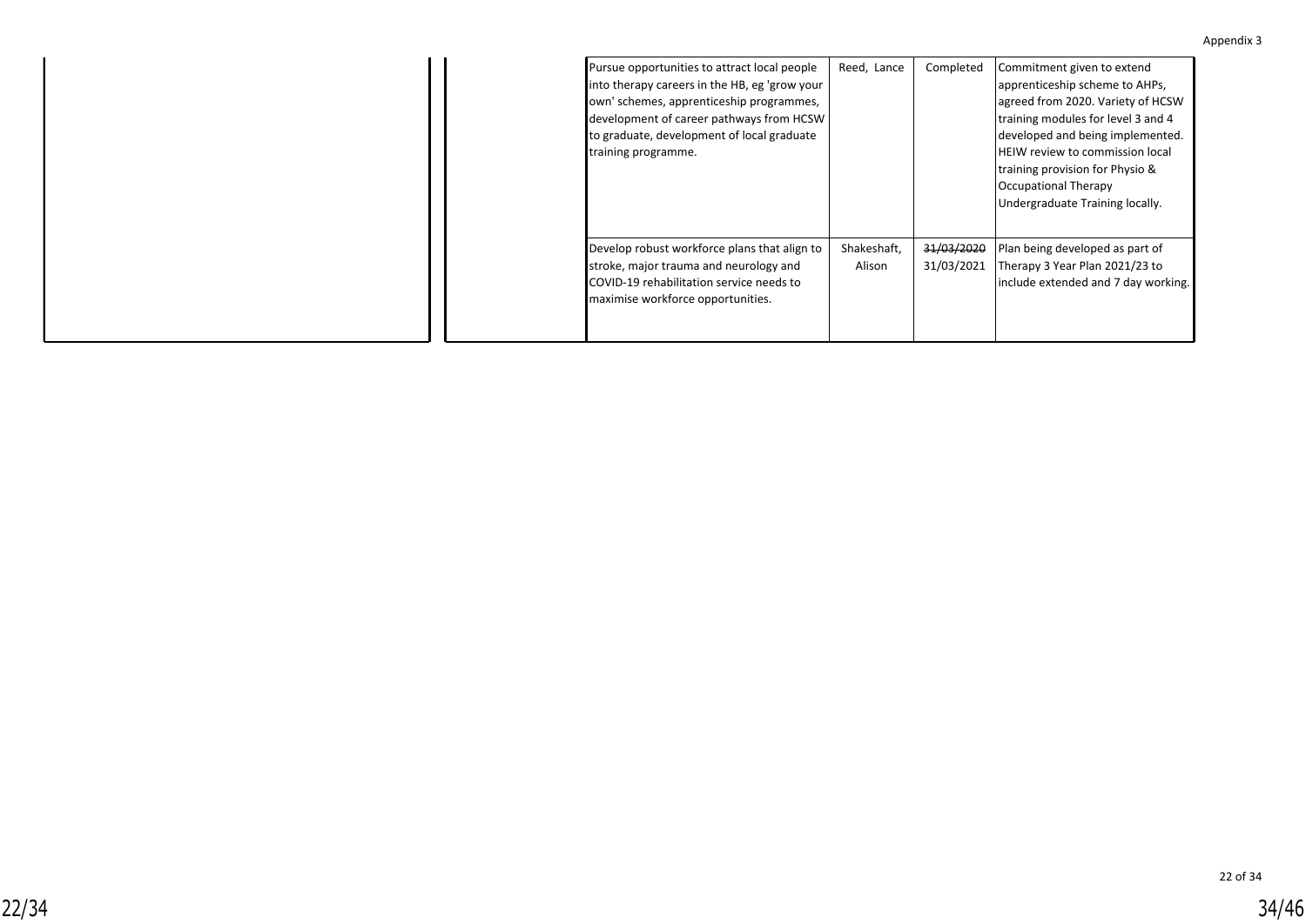Appendix 3

| | | Action | Lead | Date | Update |
|---|---|---|---|---|---|
| | | Pursue opportunities to attract local people into therapy careers in the HB, eg 'grow your own' schemes, apprenticeship programmes, development of career pathways from HCSW to graduate, development of local graduate training programme. | Reed, Lance | Completed | Commitment given to extend apprenticeship scheme to AHPs, agreed from 2020. Variety of HCSW training modules for level 3 and 4 developed and being implemented. HEIW review to commission local training provision for Physio & Occupational Therapy Undergraduate Training locally. |
| | | Develop robust workforce plans that align to stroke, major trauma and neurology and COVID-19 rehabilitation service needs to maximise workforce opportunities. | Shakeshaft, Alison | ~~31/03/2020~~ 31/03/2021 | Plan being developed as part of Therapy 3 Year Plan 2021/23 to include extended and 7 day working. |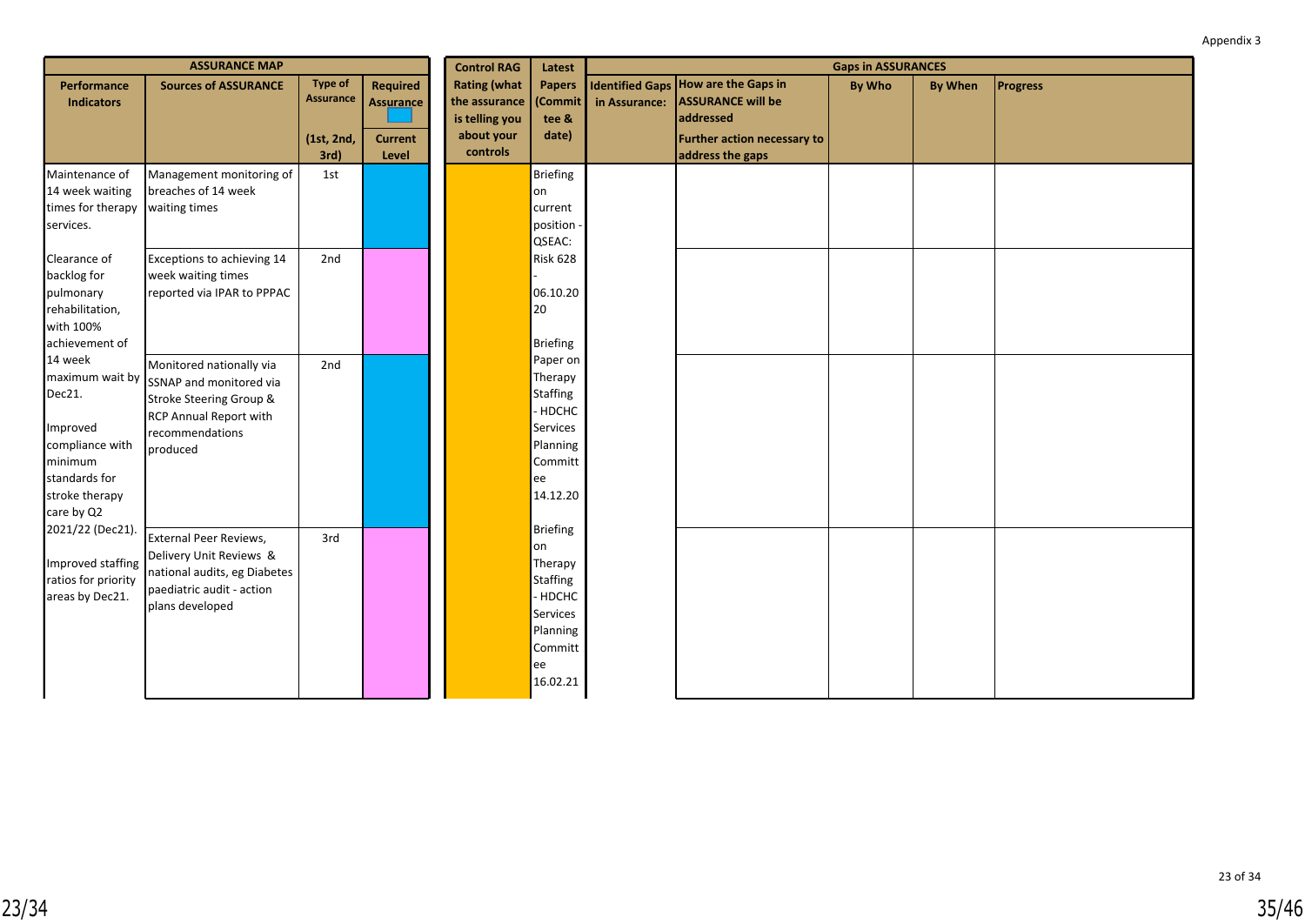Appendix 3

| ASSURANCE MAP | | | | Control RAG Rating (what the assurance is telling you about your controls) | Latest Papers (Committee & date) | Gaps in ASSURANCES | | | | |
|---|---|---|---|---|---|---|---|---|---|---|
| Performance Indicators | Sources of ASSURANCE | Type of Assurance (1st, 2nd, 3rd) | Required Assurance / Current Level | | | Identified Gaps in Assurance: | How are the Gaps in ASSURANCE will be addressed / Further action necessary to address the gaps | By Who | By When | Progress |
| Maintenance of 14 week waiting times for therapy services. Clearance of backlog for pulmonary rehabilitation, with 100% achievement of 14 week maximum wait by Dec21. Improved compliance with minimum standards for stroke therapy care by Q2 2021/22 (Dec21). Improved staffing ratios for priority areas by Dec21. | Management monitoring of breaches of 14 week waiting times | 1st | | | Briefing on current position - QSEAC: Risk 628 - 06.10.2020 Briefing Paper on Therapy Staffing - HDCHC Services Planning Committee 14.12.20 Briefing on Therapy Staffing - HDCHC Services Planning Committee 16.02.21 | | | | | |
| | Exceptions to achieving 14 week waiting times reported via IPAR to PPPAC | 2nd | | | | | | | | |
| | Monitored nationally via SSNAP and monitored via Stroke Steering Group & RCP Annual Report with recommendations produced | 2nd | | | | | | | | |
| | External Peer Reviews, Delivery Unit Reviews & national audits, eg Diabetes paediatric audit - action plans developed | 3rd | | | | | | | | |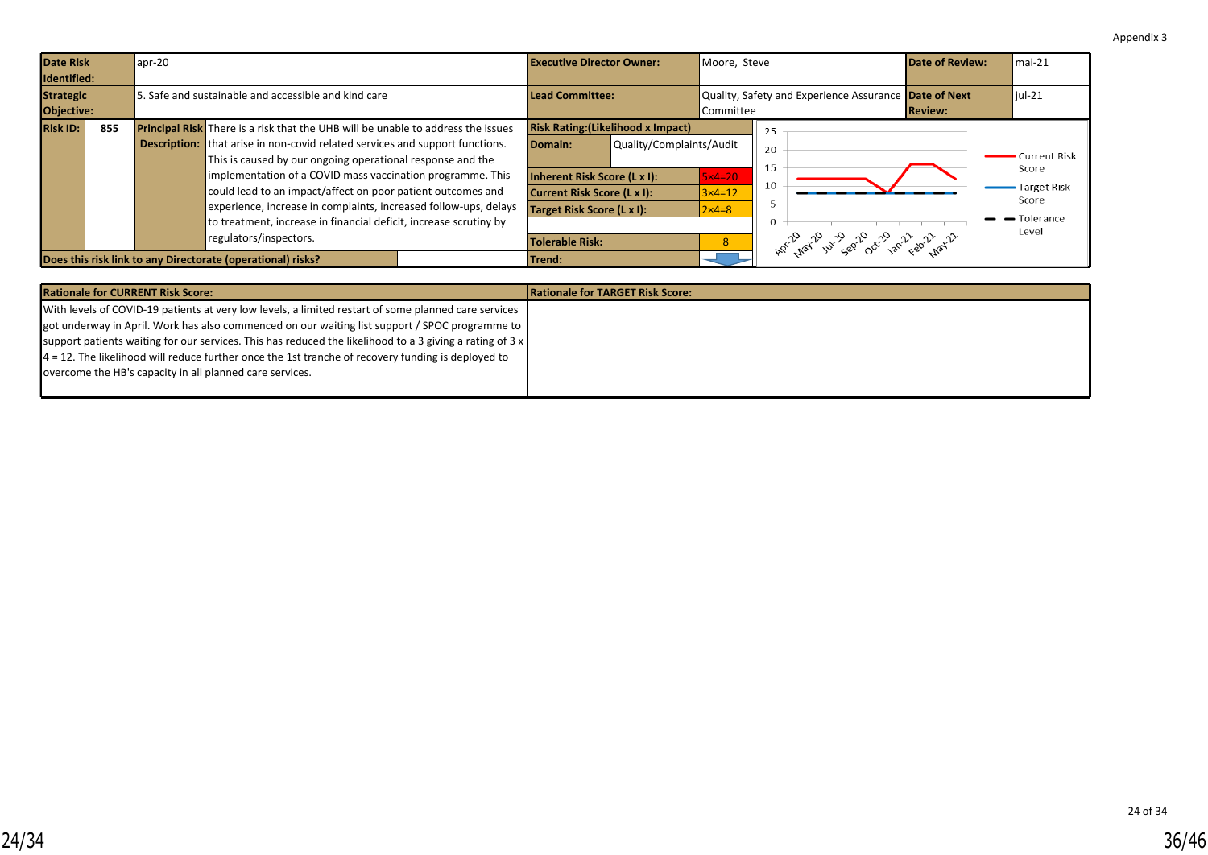Appendix 3

| Date Risk Identified: | apr-20 | Executive Director Owner: | Moore, Steve | Date of Review: | mai-21 |
|---|---|---|---|---|---|
| Strategic Objective: | 5. Safe and sustainable and accessible and kind care | Lead Committee: | Quality, Safety and Experience Assurance Committee | Date of Next Review: | jul-21 |

| Risk ID: | 855 | Principal Risk Description: | There is a risk that the UHB will be unable to address the issues that arise in non-covid related services and support functions. This is caused by our ongoing operational response and the implementation of a COVID mass vaccination programme. This could lead to an impact/affect on poor patient outcomes and experience, increase in complaints, increased follow-ups, delays to treatment, increase in financial deficit, increase scrutiny by regulators/inspectors. |
|---|---|---|---|

**Does this risk link to any Directorate (operational) risks?**

| Risk Rating:(Likelihood x Impact) | |
|---|---|
| Domain: | Quality/Complaints/Audit |
| Inherent Risk Score (L x I): | 5×4=20 |
| Current Risk Score (L x I): | 3×4=12 |
| Target Risk Score (L x I): | 2×4=8 |
| Tolerable Risk: | 8 |
| Trend: | |

Chart legend: Current Risk Score; Target Risk Score; Tolerance Level. X-axis: Apr-20, May-20, Jul-20, Sep-20, Oct-20, Jan-21, Feb-21, May-21. Y-axis: 0, 5, 10, 15, 20, 25.

| Rationale for CURRENT Risk Score: | Rationale for TARGET Risk Score: |
|---|---|
| With levels of COVID-19 patients at very low levels, a limited restart of some planned care services got underway in April. Work has also commenced on our waiting list support / SPOC programme to support patients waiting for our services. This has reduced the likelihood to a 3 giving a rating of 3 x 4 = 12. The likelihood will reduce further once the 1st tranche of recovery funding is deployed to overcome the HB's capacity in all planned care services. | |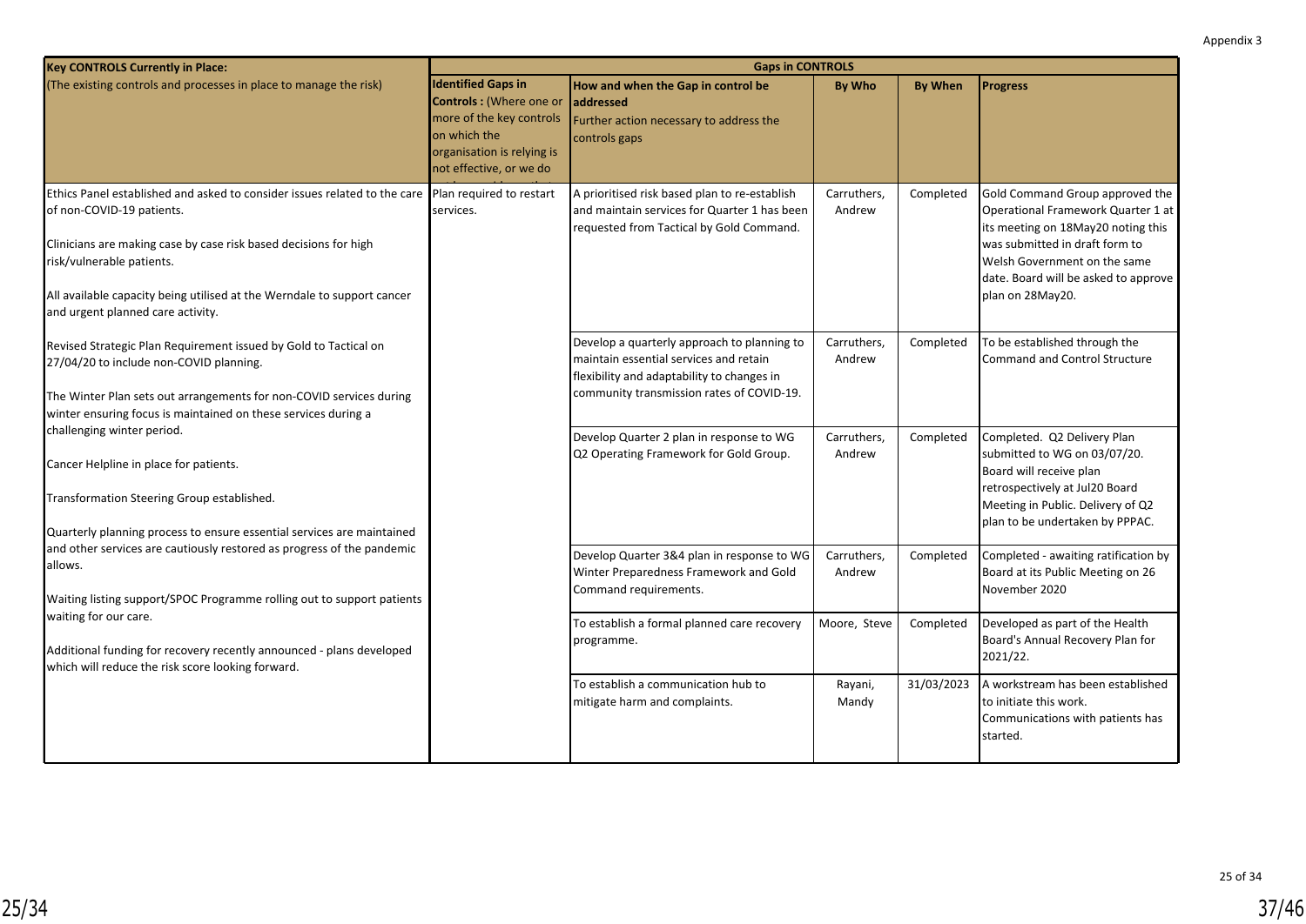Appendix 3

| Key CONTROLS Currently in Place: | Gaps in CONTROLS | | | | |
|---|---|---|---|---|---|
| (The existing controls and processes in place to manage the risk) | **Identified Gaps in Controls :** (Where one or more of the key controls on which the organisation is relying is not effective, or we do | **How and when the Gap in control be addressed** Further action necessary to address the controls gaps | **By Who** | **By When** | **Progress** |
| Ethics Panel established and asked to consider issues related to the care of non-COVID-19 patients.<br><br>Clinicians are making case by case risk based decisions for high risk/vulnerable patients.<br><br>All available capacity being utilised at the Werndale to support cancer and urgent planned care activity.<br><br>Revised Strategic Plan Requirement issued by Gold to Tactical on 27/04/20 to include non-COVID planning.<br><br>The Winter Plan sets out arrangements for non-COVID services during winter ensuring focus is maintained on these services during a challenging winter period.<br><br>Cancer Helpline in place for patients.<br><br>Transformation Steering Group established.<br><br>Quarterly planning process to ensure essential services are maintained and other services are cautiously restored as progress of the pandemic allows.<br><br>Waiting listing support/SPOC Programme rolling out to support patients waiting for our care.<br><br>Additional funding for recovery recently announced - plans developed which will reduce the risk score looking forward. | Plan required to restart services. | A prioritised risk based plan to re-establish and maintain services for Quarter 1 has been requested from Tactical by Gold Command. | Carruthers, Andrew | Completed | Gold Command Group approved the Operational Framework Quarter 1 at its meeting on 18May20 noting this was submitted in draft form to Welsh Government on the same date. Board will be asked to approve plan on 28May20. |
| | | Develop a quarterly approach to planning to maintain essential services and retain flexibility and adaptability to changes in community transmission rates of COVID-19. | Carruthers, Andrew | Completed | To be established through the Command and Control Structure |
| | | Develop Quarter 2 plan in response to WG Q2 Operating Framework for Gold Group. | Carruthers, Andrew | Completed | Completed. Q2 Delivery Plan submitted to WG on 03/07/20. Board will receive plan retrospectively at Jul20 Board Meeting in Public. Delivery of Q2 plan to be undertaken by PPPAC. |
| | | Develop Quarter 3&4 plan in response to WG Winter Preparedness Framework and Gold Command requirements. | Carruthers, Andrew | Completed | Completed - awaiting ratification by Board at its Public Meeting on 26 November 2020 |
| | | To establish a formal planned care recovery programme. | Moore, Steve | Completed | Developed as part of the Health Board's Annual Recovery Plan for 2021/22. |
| | | To establish a communication hub to mitigate harm and complaints. | Rayani, Mandy | 31/03/2023 | A workstream has been established to initiate this work. Communications with patients has started. |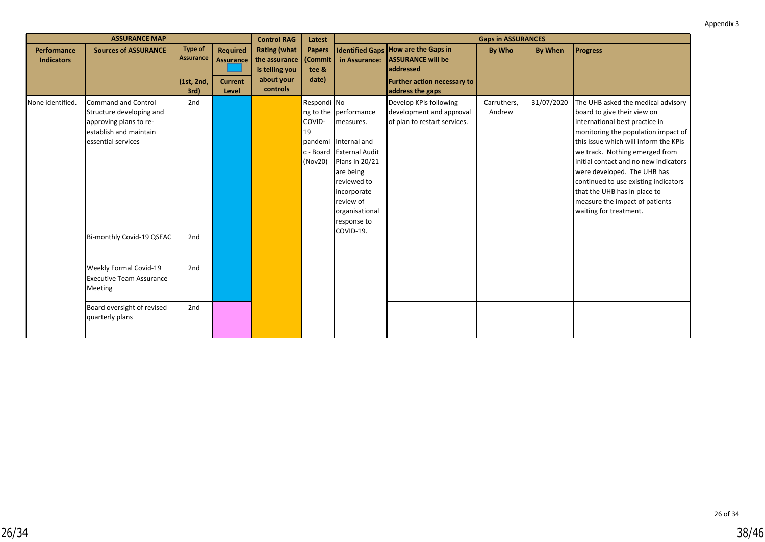Appendix 3

| ASSURANCE MAP | | | | Control RAG | Latest | Gaps in ASSURANCES | | | | |
|---|---|---|---|---|---|---|---|---|---|---|
| Performance Indicators | Sources of ASSURANCE | Type of Assurance (1st, 2nd, 3rd) | Required Assurance / Current Level | Rating (what the assurance is telling you about your controls | Papers (Committee & date) | Identified Gaps in Assurance: | How are the Gaps in ASSURANCE will be addressed / Further action necessary to address the gaps | By Who | By When | Progress |
| None identified. | Command and Control Structure developing and approving plans to re-establish and maintain essential services | 2nd | | | Responding to the COVID-19 pandemic - Board (Nov20) | No performance measures. Internal and External Audit Plans in 20/21 are being reviewed to incorporate review of organisational response to COVID-19. | Develop KPIs following development and approval of plan to restart services. | Carruthers, Andrew | 31/07/2020 | The UHB asked the medical advisory board to give their view on international best practice in monitoring the population impact of this issue which will inform the KPIs we track. Nothing emerged from initial contact and no new indicators were developed. The UHB has continued to use existing indicators that the UHB has in place to measure the impact of patients waiting for treatment. |
| | Bi-monthly Covid-19 QSEAC | 2nd | | | | | | | | |
| | Weekly Formal Covid-19 Executive Team Assurance Meeting | 2nd | | | | | | | | |
| | Board oversight of revised quarterly plans | 2nd | | | | | | | | |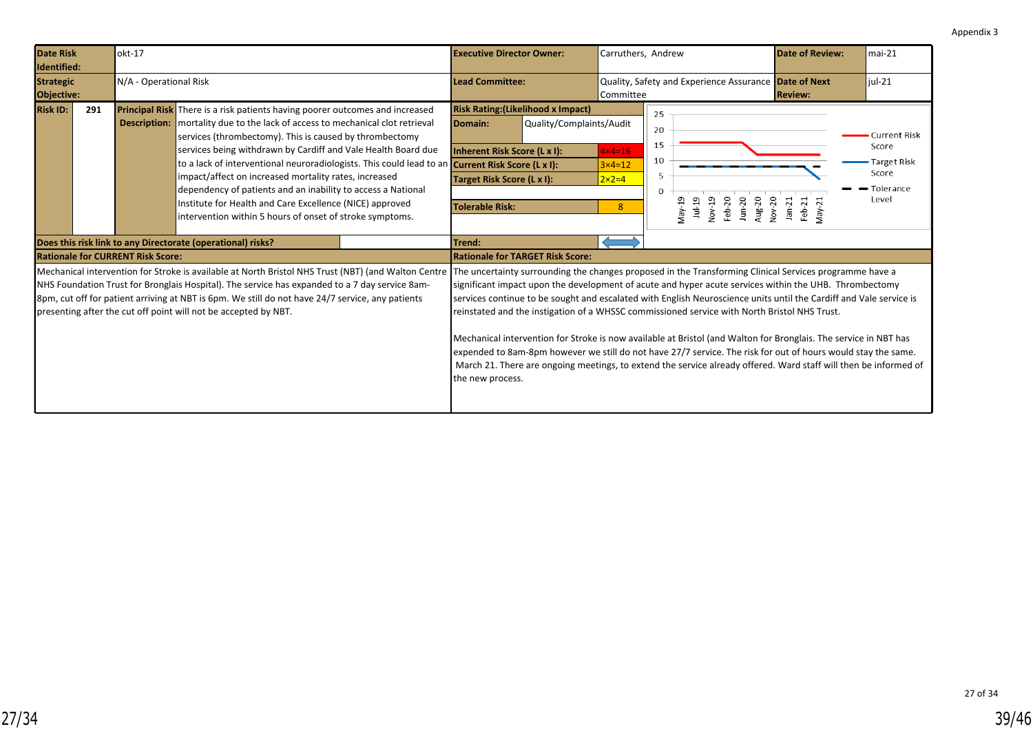Appendix 3

| Date Risk Identified: | okt-17 | Executive Director Owner: | Carruthers, Andrew | Date of Review: | mai-21 |
|---|---|---|---|---|---|
| Strategic Objective: | N/A - Operational Risk | Lead Committee: | Quality, Safety and Experience Assurance Committee | Date of Next Review: | jul-21 |

| Risk ID: | 291 | Principal Risk Description: | There is a risk patients having poorer outcomes and increased mortality due to the lack of access to mechanical clot retrieval services (thrombectomy). This is caused by thrombectomy services being withdrawn by Cardiff and Vale Health Board due to a lack of interventional neuroradiologists. This could lead to an impact/affect on increased mortality rates, increased dependency of patients and an inability to access a National Institute for Health and Care Excellence (NICE) approved intervention within 5 hours of onset of stroke symptoms. |
|---|---|---|---|

| Risk Rating:(Likelihood x Impact) | |
|---|---|
| Domain: | Quality/Complaints/Audit |
| Inherent Risk Score (L x I): | 4×4=16 |
| Current Risk Score (L x I): | 3×4=12 |
| Target Risk Score (L x I): | 2×2=4 |
| Tolerable Risk: | 8 |
| Trend: | |

Chart: Current Risk Score, Target Risk Score, Tolerance Level (May-19 to May-21)

**Does this risk link to any Directorate (operational) risks?**

**Rationale for CURRENT Risk Score:**

Mechanical intervention for Stroke is available at North Bristol NHS Trust (NBT) (and Walton Centre NHS Foundation Trust for Bronglais Hospital). The service has expanded to a 7 day service 8am-8pm, cut off for patient arriving at NBT is 6pm. We still do not have 24/7 service, any patients presenting after the cut off point will not be accepted by NBT.

**Rationale for TARGET Risk Score:**

The uncertainty surrounding the changes proposed in the Transforming Clinical Services programme have a significant impact upon the development of acute and hyper acute services within the UHB. Thrombectomy services continue to be sought and escalated with English Neuroscience units until the Cardiff and Vale service is reinstated and the instigation of a WHSSC commissioned service with North Bristol NHS Trust.

Mechanical intervention for Stroke is now available at Bristol (and Walton for Bronglais. The service in NBT has expended to 8am-8pm however we still do not have 27/7 service. The risk for out of hours would stay the same. March 21. There are ongoing meetings, to extend the service already offered. Ward staff will then be informed of the new process.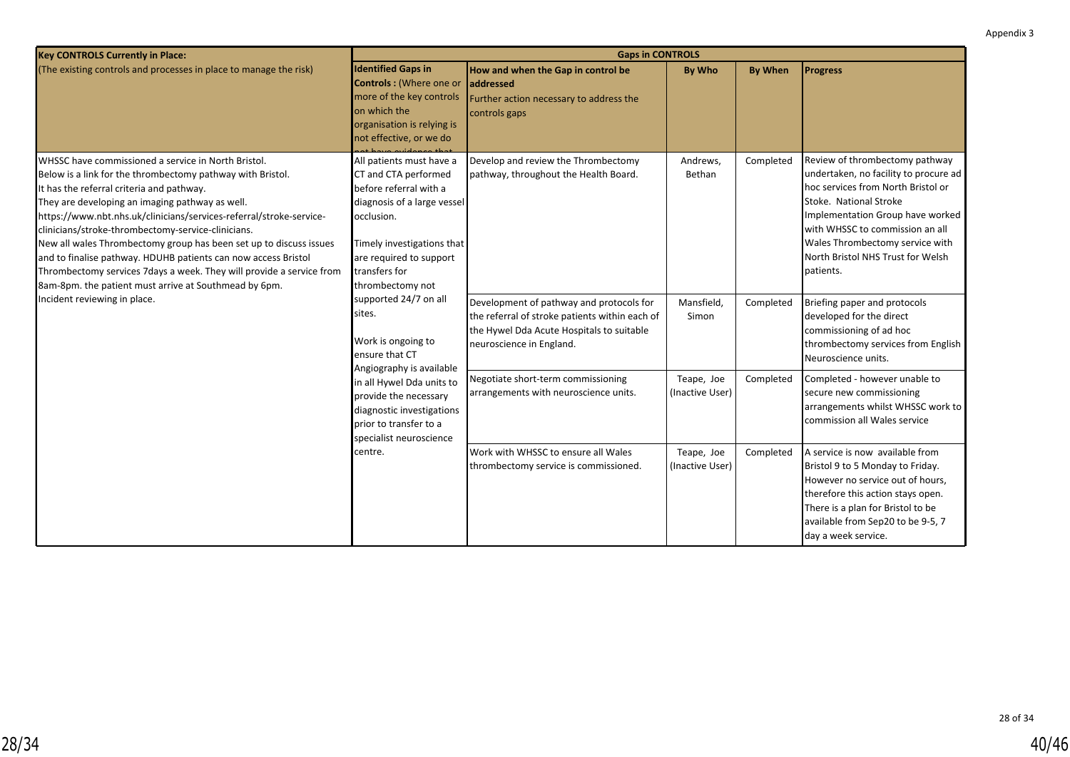Appendix 3

| Key CONTROLS Currently in Place: | Gaps in CONTROLS | | | | |
|---|---|---|---|---|---|
| (The existing controls and processes in place to manage the risk) | **Identified Gaps in Controls :** (Where one or more of the key controls on which the organisation is relying is not effective, or we do not have evidence that | **How and when the Gap in control be addressed** Further action necessary to address the controls gaps | **By Who** | **By When** | **Progress** |
| WHSSC have commissioned a service in North Bristol.<br>Below is a link for the thrombectomy pathway with Bristol.<br>It has the referral criteria and pathway.<br>They are developing an imaging pathway as well.<br>https://www.nbt.nhs.uk/clinicians/services-referral/stroke-service-clinicians/stroke-thrombectomy-service-clinicians.<br>New all wales Thrombectomy group has been set up to discuss issues and to finalise pathway. HDUHB patients can now access Bristol Thrombectomy services 7days a week. They will provide a service from 8am-8pm. the patient must arrive at Southmead by 6pm.<br>Incident reviewing in place. | All patients must have a CT and CTA performed before referral with a diagnosis of a large vessel occlusion.<br><br>Timely investigations that are required to support transfers for thrombectomy not supported 24/7 on all sites.<br><br>Work is ongoing to ensure that CT Angiography is available in all Hywel Dda units to provide the necessary diagnostic investigations prior to transfer to a specialist neuroscience centre. | Develop and review the Thrombectomy pathway, throughout the Health Board. | Andrews, Bethan | Completed | Review of thrombectomy pathway undertaken, no facility to procure ad hoc services from North Bristol or Stoke. National Stroke Implementation Group have worked with WHSSC to commission an all Wales Thrombectomy service with North Bristol NHS Trust for Welsh patients. |
| | | Development of pathway and protocols for the referral of stroke patients within each of the Hywel Dda Acute Hospitals to suitable neuroscience in England. | Mansfield, Simon | Completed | Briefing paper and protocols developed for the direct commissioning of ad hoc thrombectomy services from English Neuroscience units. |
| | | Negotiate short-term commissioning arrangements with neuroscience units. | Teape, Joe (Inactive User) | Completed | Completed - however unable to secure new commissioning arrangements whilst WHSSC work to commission all Wales service |
| | | Work with WHSSC to ensure all Wales thrombectomy service is commissioned. | Teape, Joe (Inactive User) | Completed | A service is now available from Bristol 9 to 5 Monday to Friday. However no service out of hours, therefore this action stays open. There is a plan for Bristol to be available from Sep20 to be 9-5, 7 day a week service. |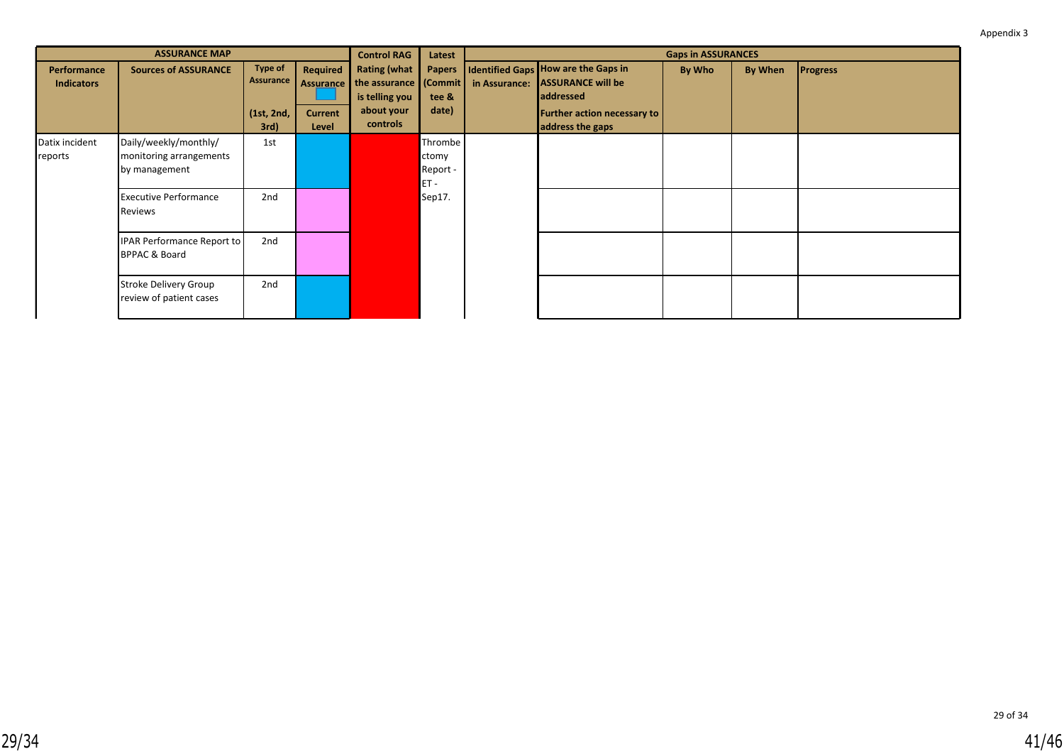Appendix 3

| ASSURANCE MAP | | | | Control RAG | Latest | Gaps in ASSURANCES | | | | |
|---|---|---|---|---|---|---|---|---|---|---|
| Performance Indicators | Sources of ASSURANCE | Type of Assurance (1st, 2nd, 3rd) | Required Assurance / Current Level | Rating (what the assurance is telling you about your controls | Papers (Committee & date) | Identified Gaps in Assurance: | How are the Gaps in ASSURANCE will be addressed Further action necessary to address the gaps | By Who | By When | Progress |
| Datix incident reports | Daily/weekly/monthly/ monitoring arrangements by management | 1st | | | Thrombectomy Report - ET - Sep17. | | | | | |
| | Executive Performance Reviews | 2nd | | | | | | | | |
| | IPAR Performance Report to BPPAC & Board | 2nd | | | | | | | | |
| | Stroke Delivery Group review of patient cases | 2nd | | | | | | | | |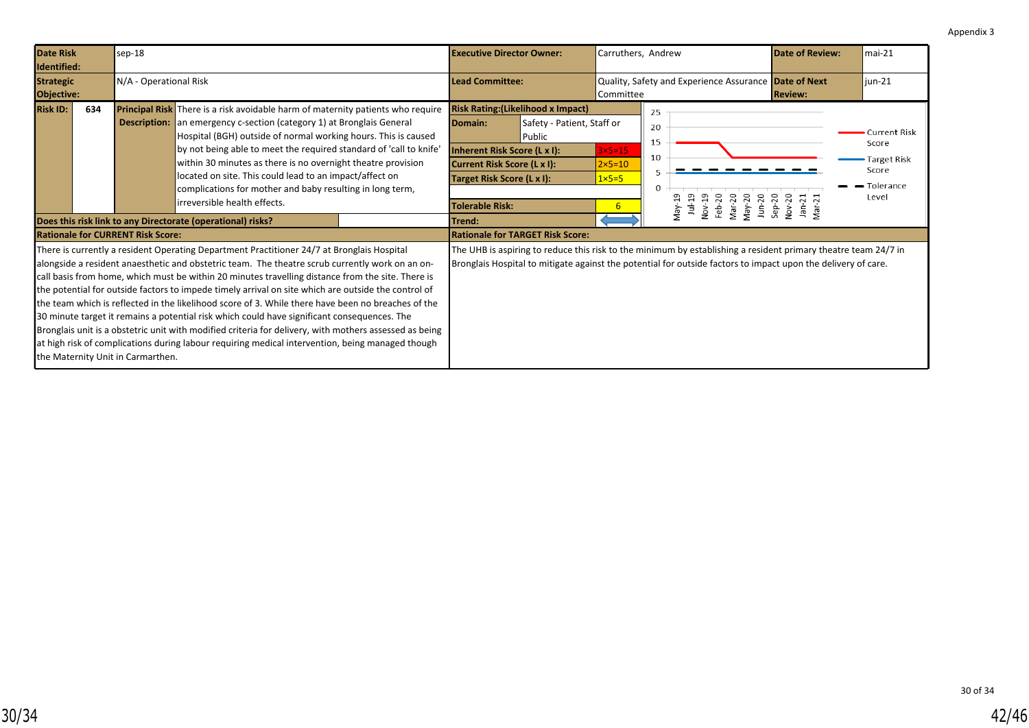Appendix 3

| **Date Risk Identified:** | sep-18 | **Executive Director Owner:** | Carruthers, Andrew | **Date of Review:** | mai-21 |
|---|---|---|---|---|---|
| **Strategic Objective:** | N/A - Operational Risk | **Lead Committee:** | Quality, Safety and Experience Assurance Committee | **Date of Next Review:** | jun-21 |

| **Risk ID:** | **634** |
|---|---|
| **Principal Risk Description:** | There is a risk avoidable harm of maternity patients who require an emergency c-section (category 1) at Bronglais General Hospital (BGH) outside of normal working hours. This is caused by not being able to meet the required standard of 'call to knife' within 30 minutes as there is no overnight theatre provision located on site. This could lead to an impact/affect on complications for mother and baby resulting in long term, irreversible health effects. |
| **Does this risk link to any Directorate (operational) risks?** | |

| **Risk Rating:(Likelihood x Impact)** | |
|---|---|
| **Domain:** | Safety - Patient, Staff or Public |
| **Inherent Risk Score (L x I):** | 3×5=15 |
| **Current Risk Score (L x I):** | 2×5=10 |
| **Target Risk Score (L x I):** | 1×5=5 |
| **Tolerable Risk:** | 6 |
| **Trend:** | ⟷ |

Chart (May-19 to Mar-21): Current Risk Score 15 falling to 10 from Mar-20; Target Risk Score 5; Tolerance Level 6.

**Rationale for CURRENT Risk Score:**

There is currently a resident Operating Department Practitioner 24/7 at Bronglais Hospital alongside a resident anaesthetic and obstetric team. The theatre scrub currently work on an on-call basis from home, which must be within 20 minutes travelling distance from the site. There is the potential for outside factors to impede timely arrival on site which are outside the control of the team which is reflected in the likelihood score of 3. While there have been no breaches of the 30 minute target it remains a potential risk which could have significant consequences. The Bronglais unit is a obstetric unit with modified criteria for delivery, with mothers assessed as being at high risk of complications during labour requiring medical intervention, being managed though the Maternity Unit in Carmarthen.

**Rationale for TARGET Risk Score:**

The UHB is aspiring to reduce this risk to the minimum by establishing a resident primary theatre team 24/7 in Bronglais Hospital to mitigate against the potential for outside factors to impact upon the delivery of care.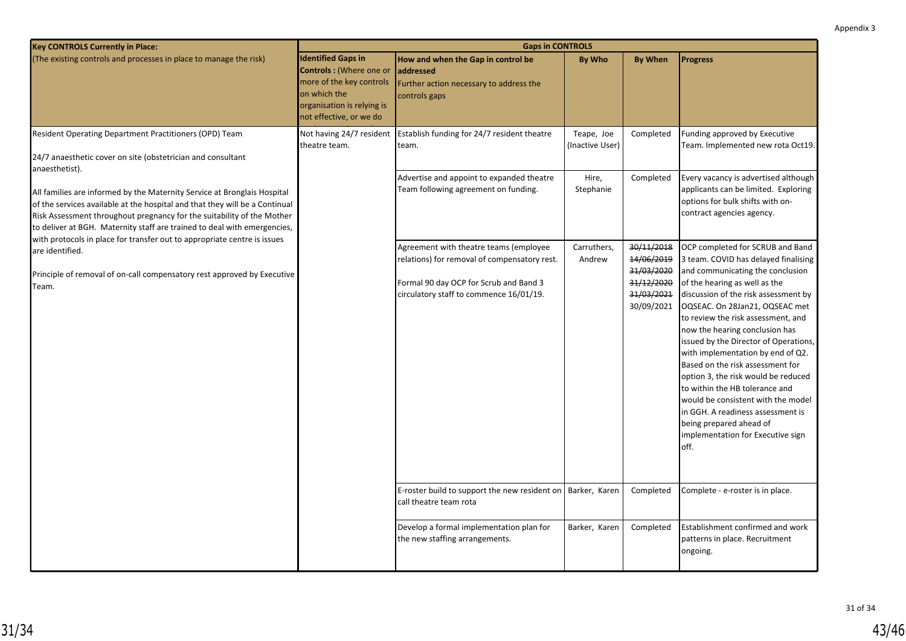Appendix 3

| Key CONTROLS Currently in Place: (The existing controls and processes in place to manage the risk) | Gaps in CONTROLS | | | | |
|---|---|---|---|---|---|
| | **Identified Gaps in Controls :** (Where one or more of the key controls on which the organisation is relying is not effective, or we do | **How and when the Gap in control be addressed** Further action necessary to address the controls gaps | **By Who** | **By When** | **Progress** |
| Resident Operating Department Practitioners (OPD) Team<br><br>24/7 anaesthetic cover on site (obstetrician and consultant anaesthetist).<br><br>All families are informed by the Maternity Service at Bronglais Hospital of the services available at the hospital and that they will be a Continual Risk Assessment throughout pregnancy for the suitability of the Mother to deliver at BGH. Maternity staff are trained to deal with emergencies, with protocols in place for transfer out to appropriate centre is issues are identified.<br><br>Principle of removal of on-call compensatory rest approved by Executive Team. | Not having 24/7 resident theatre team. | Establish funding for 24/7 resident theatre team. | Teape, Joe (Inactive User) | Completed | Funding approved by Executive Team. Implemented new rota Oct19. |
| | | Advertise and appoint to expanded theatre Team following agreement on funding. | Hire, Stephanie | Completed | Every vacancy is advertised although applicants can be limited. Exploring options for bulk shifts with on-contract agencies agency. |
| | | Agreement with theatre teams (employee relations) for removal of compensatory rest.<br><br>Formal 90 day OCP for Scrub and Band 3 circulatory staff to commence 16/01/19. | Carruthers, Andrew | ~~30/11/2018~~ ~~14/06/2019~~ ~~31/03/2020~~ ~~31/12/2020~~ ~~31/03/2021~~ 30/09/2021 | OCP completed for SCRUB and Band 3 team. COVID has delayed finalising and communicating the conclusion of the hearing as well as the discussion of the risk assessment by OQSEAC. On 28Jan21, OQSEAC met to review the risk assessment, and now the hearing conclusion has issued by the Director of Operations, with implementation by end of Q2. Based on the risk assessment for option 3, the risk would be reduced to within the HB tolerance and would be consistent with the model in GGH. A readiness assessment is being prepared ahead of implementation for Executive sign off. |
| | | E-roster build to support the new resident on call theatre team rota | Barker, Karen | Completed | Complete - e-roster is in place. |
| | | Develop a formal implementation plan for the new staffing arrangements. | Barker, Karen | Completed | Establishment confirmed and work patterns in place. Recruitment ongoing. |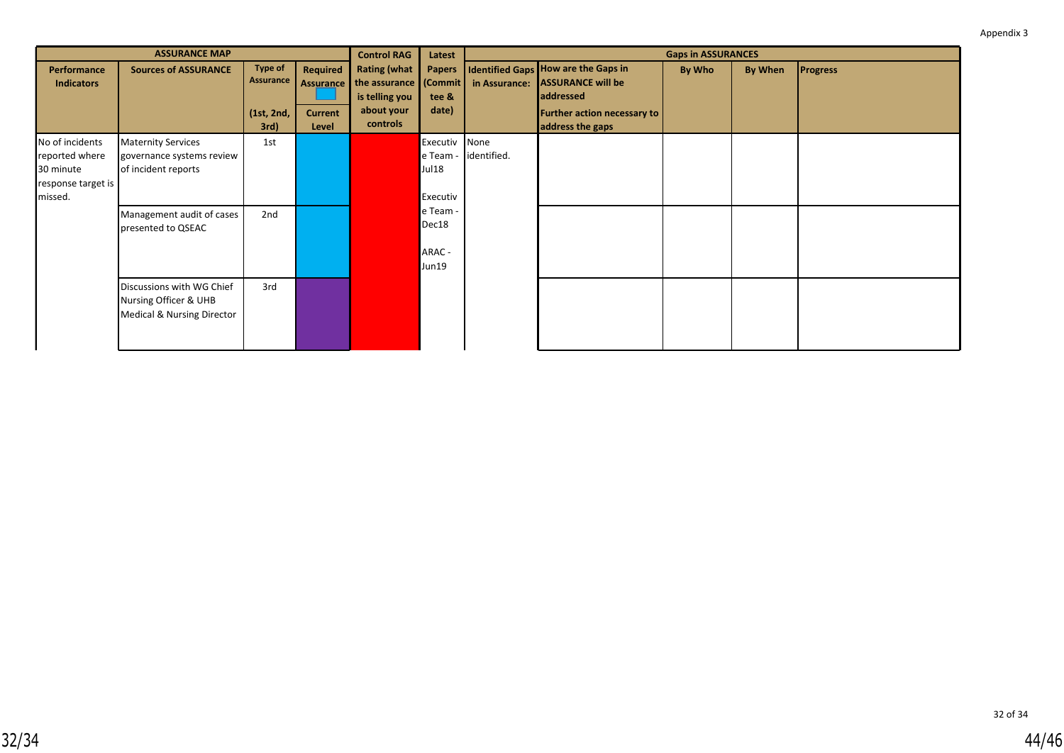Appendix 3

| ASSURANCE MAP | | | | Control RAG | Latest | Gaps in ASSURANCES | | | | |
|---|---|---|---|---|---|---|---|---|---|---|
| Performance Indicators | Sources of ASSURANCE | Type of Assurance (1st, 2nd, 3rd) | Required Assurance / Current Level | Rating (what the assurance is telling you about your controls | Papers (Committee & date) | Identified Gaps in Assurance: | How are the Gaps in ASSURANCE will be addressed Further action necessary to address the gaps | By Who | By When | Progress |
| No of incidents reported where 30 minute response target is missed. | Maternity Services governance systems review of incident reports | 1st | | | Executive Team - Jul18 Executive Team - Dec18 ARAC - Jun19 | None identified. | | | | |
| | Management audit of cases presented to QSEAC | 2nd | | | | | | | | |
| | Discussions with WG Chief Nursing Officer & UHB Medical & Nursing Director | 3rd | | | | | | | | |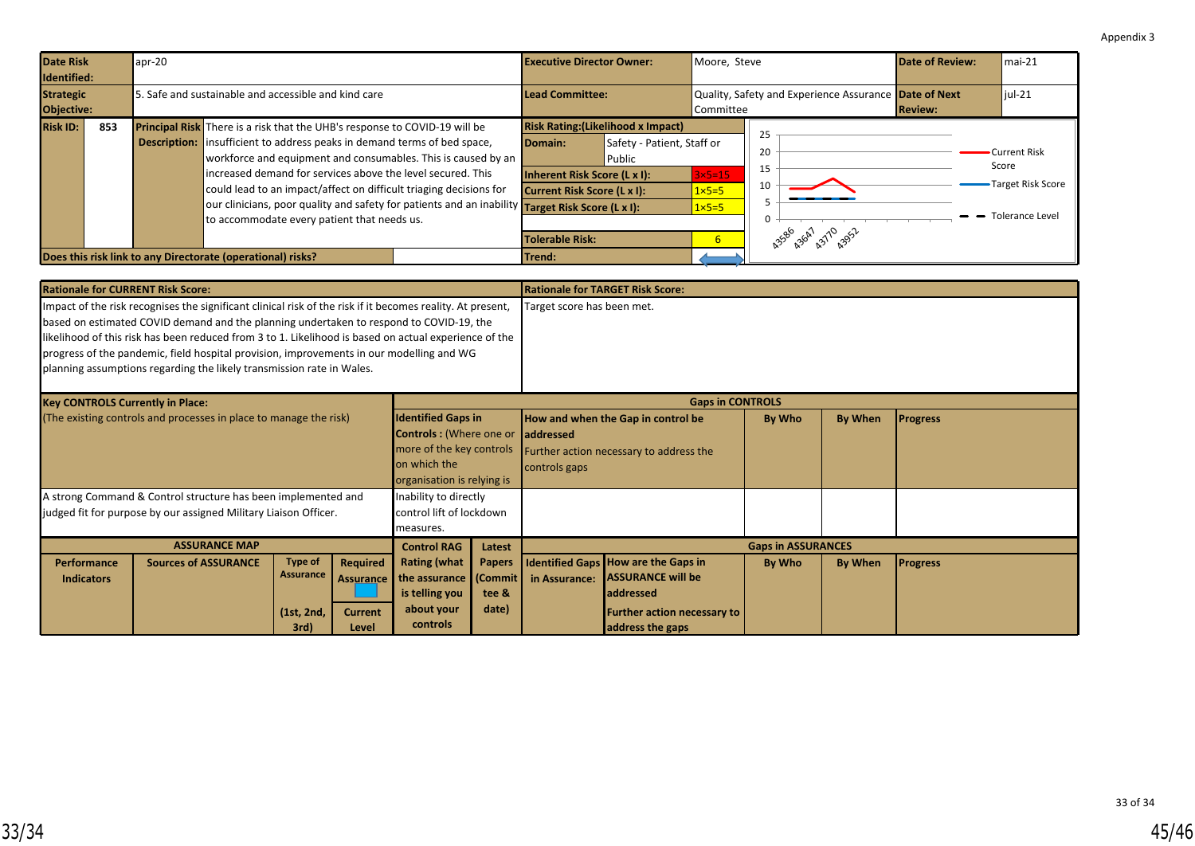Appendix 3

| Date Risk Identified: | apr-20 | Executive Director Owner: | Moore, Steve | Date of Review: | mai-21 |
|---|---|---|---|---|---|
| Strategic Objective: | 5. Safe and sustainable and accessible and kind care | Lead Committee: | Quality, Safety and Experience Assurance Committee | Date of Next Review: | jul-21 |

| Risk ID: | 853 | Principal Risk Description: | There is a risk that the UHB's response to COVID-19 will be insufficient to address peaks in demand terms of bed space, workforce and equipment and consumables. This is caused by an increased demand for services above the level secured. This could lead to an impact/affect on difficult triaging decisions for our clinicians, poor quality and safety for patients and an inability to accommodate every patient that needs us. |
|---|---|---|---|

| Risk Rating:(Likelihood x Impact) | |
|---|---|
| Domain: | Safety - Patient, Staff or Public |
| Inherent Risk Score (L x I): | 3×5=15 |
| Current Risk Score (L x I): | 1×5=5 |
| Target Risk Score (L x I): | 1×5=5 |
| Tolerable Risk: | 6 |
| Trend: | ↔ |

Chart: Current Risk Score; Target Risk Score; Tolerance Level (x-axis: 43586, 43647, 43770, 43952; y-axis: 0–25)

Does this risk link to any Directorate (operational) risks?

| Rationale for CURRENT Risk Score: | Rationale for TARGET Risk Score: |
|---|---|
| Impact of the risk recognises the significant clinical risk of the risk if it becomes reality. At present, based on estimated COVID demand and the planning undertaken to respond to COVID-19, the likelihood of this risk has been reduced from 3 to 1. Likelihood is based on actual experience of the progress of the pandemic, field hospital provision, improvements in our modelling and WG planning assumptions regarding the likely transmission rate in Wales. | Target score has been met. |

| Key CONTROLS Currently in Place: (The existing controls and processes in place to manage the risk) | Identified Gaps in Controls : (Where one or more of the key controls on which the organisation is relying is | How and when the Gap in control be addressed Further action necessary to address the controls gaps | By Who | By When | Progress |
|---|---|---|---|---|---|
| A strong Command & Control structure has been implemented and judged fit for purpose by our assigned Military Liaison Officer. | Inability to directly control lift of lockdown measures. | | | | |

| Performance Indicators | Sources of ASSURANCE | Type of Assurance (1st, 2nd, 3rd) | Required Assurance / Current Level | Control RAG Rating (what the assurance is telling you about your controls | Latest Papers (Committee & date) | Identified Gaps in Assurance: | How are the Gaps in ASSURANCE will be addressed Further action necessary to address the gaps | By Who | By When | Progress |
|---|---|---|---|---|---|---|---|---|---|---|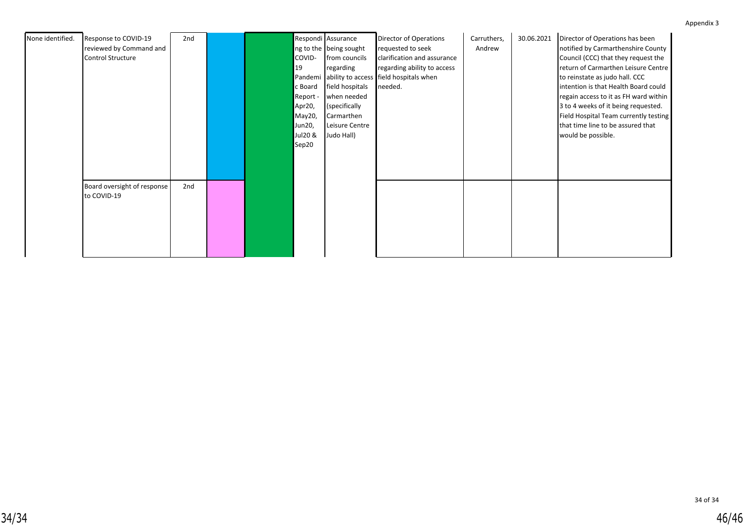| | | | | | | | | | | |
|---|---|---|---|---|---|---|---|---|---|---|
| None identified. | Response to COVID-19 reviewed by Command and Control Structure | 2nd | | | Responding to the COVID-19 Pandemic Board Report - Apr20, May20, Jun20, Jul20 & Sep20 | Assurance being sought from councils regarding ability to access field hospitals when needed (specifically Carmarthen Leisure Centre Judo Hall) | Director of Operations requested to seek clarification and assurance regarding ability to access field hospitals when needed. | Carruthers, Andrew | 30.06.2021 | Director of Operations has been notified by Carmarthenshire County Council (CCC) that they request the return of Carmarthen Leisure Centre to reinstate as judo hall. CCC intention is that Health Board could regain access to it as FH ward within 3 to 4 weeks of it being requested. Field Hospital Team currently testing that time line to be assured that would be possible. |
| | Board oversight of response to COVID-19 | 2nd | | | | | | | | |